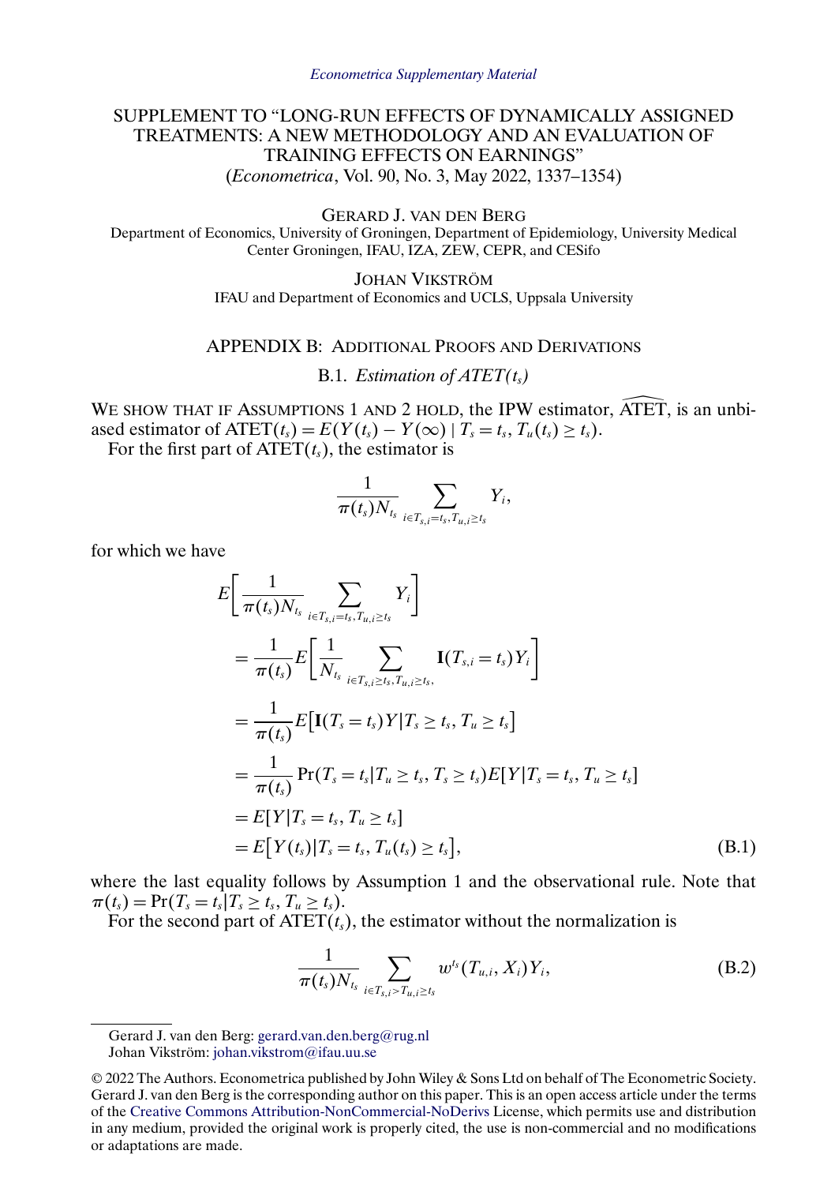# SUPPLEMENT TO "LONG-RUN EFFECTS OF DYNAMICALLY ASSIGNED TREATMENTS: A NEW METHODOLOGY AND AN EVALUATION OF TRAINING EFFECTS ON EARNINGS"

(*Econometrica*, Vol. 90, No. 3, May 2022, 1337–1354)

GERARD J. VAN DEN BERG
Department of Economics, University of Groningen, Department of Epidemiology, University Medical Center Groningen, IFAU, IZA, ZEW, CEPR, and CESifo

JOHAN VIKSTRÖM
IFAU and Department of Economics and UCLS, Uppsala University

## APPENDIX B: ADDITIONAL PROOFS AND DERIVATIONS

### B.1. *Estimation of ATET($t_s$)*

WE SHOW THAT IF ASSUMPTIONS 1 AND 2 HOLD, the IPW estimator, $\widehat{\text{ATET}}$, is an unbiased estimator of $\text{ATET}(t_s) = E(Y(t_s) - Y(\infty) \mid T_s = t_s, T_u(t_s) \geq t_s)$.

For the first part of ATET($t_s$), the estimator is

$$\frac{1}{\pi(t_s)N_{t_s}} \sum_{i \in T_{s,i}=t_s, T_{u,i} \geq t_s} Y_i,$$

for which we have

$$\begin{aligned}
&E\left[\frac{1}{\pi(t_s)N_{t_s}} \sum_{i \in T_{s,i}=t_s, T_{u,i} \geq t_s} Y_i\right] \\
&= \frac{1}{\pi(t_s)} E\left[\frac{1}{N_{t_s}} \sum_{i \in T_{s,i} \geq t_s, T_{u,i} \geq t_s,} \mathbf{I}(T_{s,i} = t_s) Y_i\right] \\
&= \frac{1}{\pi(t_s)} E\left[\mathbf{I}(T_s = t_s) Y | T_s \geq t_s, T_u \geq t_s\right] \\
&= \frac{1}{\pi(t_s)} \Pr(T_s = t_s | T_u \geq t_s, T_s \geq t_s) E[Y | T_s = t_s, T_u \geq t_s] \\
&= E[Y | T_s = t_s, T_u \geq t_s] \\
&= E\left[Y(t_s) | T_s = t_s, T_u(t_s) \geq t_s\right], \qquad \text{(B.1)}
\end{aligned}$$

where the last equality follows by Assumption 1 and the observational rule. Note that $\pi(t_s) = \Pr(T_s = t_s | T_s \geq t_s, T_u \geq t_s)$.

For the second part of ATET($t_s$), the estimator without the normalization is

$$\frac{1}{\pi(t_s)N_{t_s}} \sum_{i \in T_{s,i} > T_{u,i} \geq t_s} w^{t_s}(T_{u,i}, X_i) Y_i, \qquad \text{(B.2)}$$

Gerard J. van den Berg: gerard.van.den.berg@rug.nl
Johan Vikström: johan.vikstrom@ifau.uu.se

© 2022 The Authors. Econometrica published by John Wiley & Sons Ltd on behalf of The Econometric Society. Gerard J. van den Berg is the corresponding author on this paper. This is an open access article under the terms of the Creative Commons Attribution-NonCommercial-NoDerivs License, which permits use and distribution in any medium, provided the original work is properly cited, the use is non-commercial and no modifications or adaptations are made.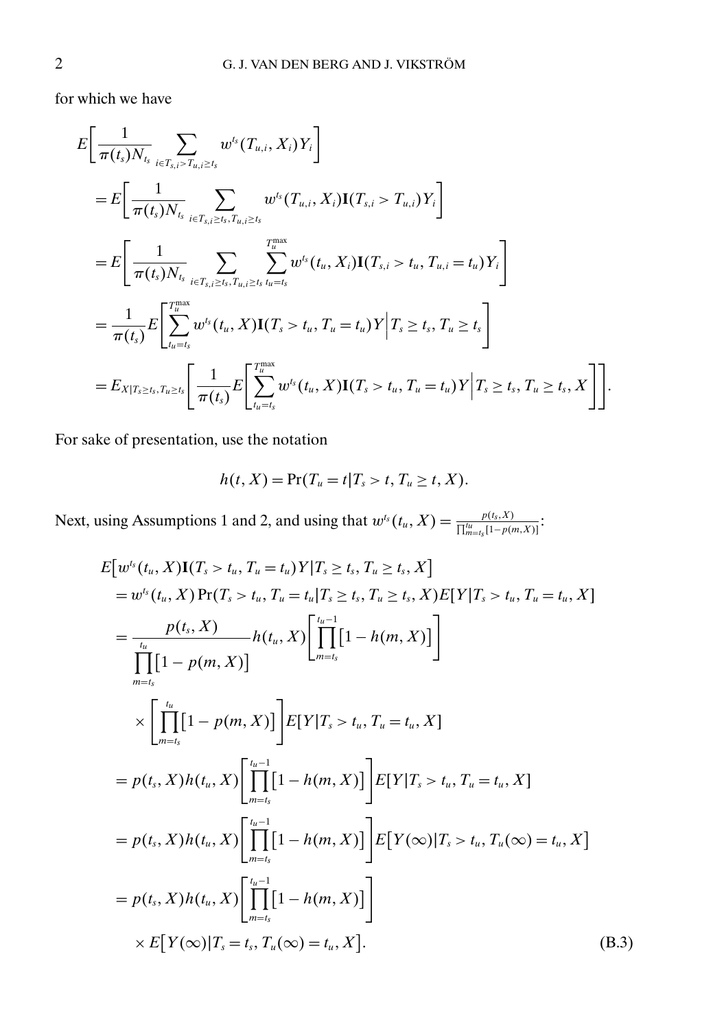for which we have

$$
\begin{aligned}
&E\left[\frac{1}{\pi(t_s)N_{t_s}} \sum_{i \in T_{s,i} > T_{u,i} \geq t_s} w^{t_s}(T_{u,i}, X_i) Y_i\right] \\
&= E\left[\frac{1}{\pi(t_s)N_{t_s}} \sum_{i \in T_{s,i} \geq t_s, T_{u,i} \geq t_s} w^{t_s}(T_{u,i}, X_i) \mathbf{I}(T_{s,i} > T_{u,i}) Y_i\right] \\
&= E\left[\frac{1}{\pi(t_s)N_{t_s}} \sum_{i \in T_{s,i} \geq t_s, T_{u,i} \geq t_s} \sum_{t_u = t_s}^{T_u^{\max}} w^{t_s}(t_u, X_i) \mathbf{I}(T_{s,i} > t_u, T_{u,i} = t_u) Y_i\right] \\
&= \frac{1}{\pi(t_s)} E\left[\sum_{t_u = t_s}^{T_u^{\max}} w^{t_s}(t_u, X) \mathbf{I}(T_s > t_u, T_u = t_u) Y \,\Big|\, T_s \geq t_s, T_u \geq t_s\right] \\
&= E_{X | T_s \geq t_s, T_u \geq t_s}\left[\frac{1}{\pi(t_s)} E\left[\sum_{t_u = t_s}^{T_u^{\max}} w^{t_s}(t_u, X) \mathbf{I}(T_s > t_u, T_u = t_u) Y \,\Big|\, T_s \geq t_s, T_u \geq t_s, X\right]\right].
\end{aligned}
$$

For sake of presentation, use the notation

$$
h(t, X) = \Pr(T_u = t | T_s > t, T_u \geq t, X).
$$

Next, using Assumptions 1 and 2, and using that $w^{t_s}(t_u, X) = \frac{p(t_s, X)}{\prod_{m=t_s}^{t_u}[1 - p(m, X)]}$:

$$
\begin{aligned}
&E\big[w^{t_s}(t_u, X) \mathbf{I}(T_s > t_u, T_u = t_u) Y | T_s \geq t_s, T_u \geq t_s, X\big] \\
&= w^{t_s}(t_u, X) \Pr(T_s > t_u, T_u = t_u | T_s \geq t_s, T_u \geq t_s, X) E[Y | T_s > t_u, T_u = t_u, X] \\
&= \frac{p(t_s, X)}{\prod_{m=t_s}^{t_u} [1 - p(m, X)]} h(t_u, X) \left[\prod_{m=t_s}^{t_u - 1} [1 - h(m, X)]\right] \\
&\quad \times \left[\prod_{m=t_s}^{t_u} [1 - p(m, X)]\right] E[Y | T_s > t_u, T_u = t_u, X] \\
&= p(t_s, X) h(t_u, X) \left[\prod_{m=t_s}^{t_u - 1} [1 - h(m, X)]\right] E[Y | T_s > t_u, T_u = t_u, X] \\
&= p(t_s, X) h(t_u, X) \left[\prod_{m=t_s}^{t_u - 1} [1 - h(m, X)]\right] E\big[Y(\infty) | T_s > t_u, T_u(\infty) = t_u, X\big] \\
&= p(t_s, X) h(t_u, X) \left[\prod_{m=t_s}^{t_u - 1} [1 - h(m, X)]\right] \\
&\quad \times E\big[Y(\infty) | T_s = t_s, T_u(\infty) = t_u, X\big]. \qquad \text{(B.3)}
\end{aligned}
$$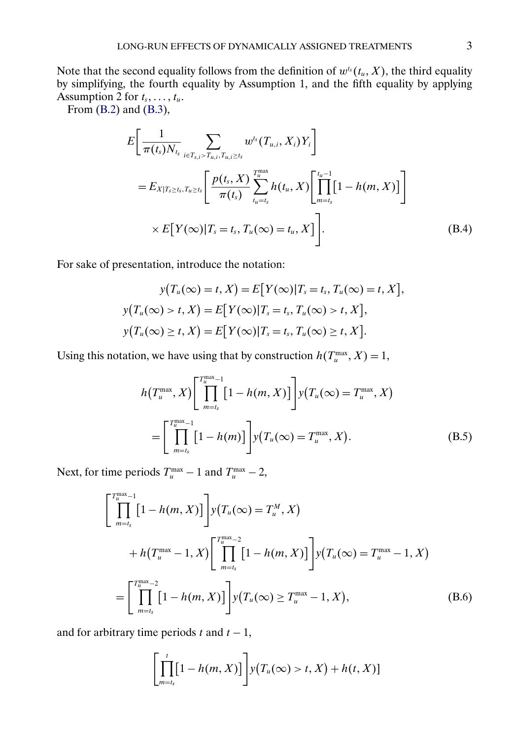Note that the second equality follows from the definition of $w^{t_s}(t_u, X)$, the third equality by simplifying, the fourth equality by Assumption 1, and the fifth equality by applying Assumption 2 for $t_s, \dots, t_u$.

From (B.2) and (B.3),

$$
\begin{aligned}
&E\left[\frac{1}{\pi(t_s)N_{t_s}} \sum_{i \in T_{s,i} > T_{u,i}, T_{u,i} \geq t_s} w^{t_s}(T_{u,i}, X_i) Y_i\right] \\
&\quad = E_{X|T_s \geq t_s, T_u \geq t_s}\left[\frac{p(t_s, X)}{\pi(t_s)} \sum_{t_u = t_s}^{T_u^{\max}} h(t_u, X)\left[\prod_{m=t_s}^{t_u - 1}\left[1 - h(m, X)\right]\right]\right. \\
&\quad\quad \left. \times E\left[Y(\infty) | T_s = t_s, T_u(\infty) = t_u, X\right]\right]. \qquad \text{(B.4)}
\end{aligned}
$$

For sake of presentation, introduce the notation:

$$
\begin{aligned}
y\big(T_u(\infty) = t, X\big) &= E\left[Y(\infty) | T_s = t_s, T_u(\infty) = t, X\right], \\
y\big(T_u(\infty) > t, X\big) &= E\left[Y(\infty) | T_s = t_s, T_u(\infty) > t, X\right], \\
y\big(T_u(\infty) \geq t, X\big) &= E\left[Y(\infty) | T_s = t_s, T_u(\infty) \geq t, X\right].
\end{aligned}
$$

Using this notation, we have using that by construction $h(T_u^{\max}, X) = 1$,

$$
\begin{aligned}
&h\big(T_u^{\max}, X\big)\left[\prod_{m=t_s}^{T_u^{\max}-1}\left[1 - h(m, X)\right]\right] y\big(T_u(\infty) = T_u^{\max}, X\big) \\
&\quad = \left[\prod_{m=t_s}^{T_u^{\max}-1}\left[1 - h(m)\right]\right] y\big(T_u(\infty) = T_u^{\max}, X\big). \qquad \text{(B.5)}
\end{aligned}
$$

Next, for time periods $T_u^{\max} - 1$ and $T_u^{\max} - 2$,

$$
\begin{aligned}
&\left[\prod_{m=t_s}^{T_u^{\max}-1}\left[1 - h(m, X)\right]\right] y\big(T_u(\infty) = T_u^{M}, X\big) \\
&\quad + h\big(T_u^{\max} - 1, X\big)\left[\prod_{m=t_s}^{T_u^{\max}-2}\left[1 - h(m, X)\right]\right] y\big(T_u(\infty) = T_u^{\max} - 1, X\big) \\
&= \left[\prod_{m=t_s}^{T_u^{\max}-2}\left[1 - h(m, X)\right]\right] y\big(T_u(\infty) \geq T_u^{\max} - 1, X\big), \qquad \text{(B.6)}
\end{aligned}
$$

and for arbitrary time periods $t$ and $t - 1$,

$$
\left[\prod_{m=t_s}^{t}\left[1 - h(m, X)\right]\right] y\big(T_u(\infty) > t, X\big) + h(t, X)]
$$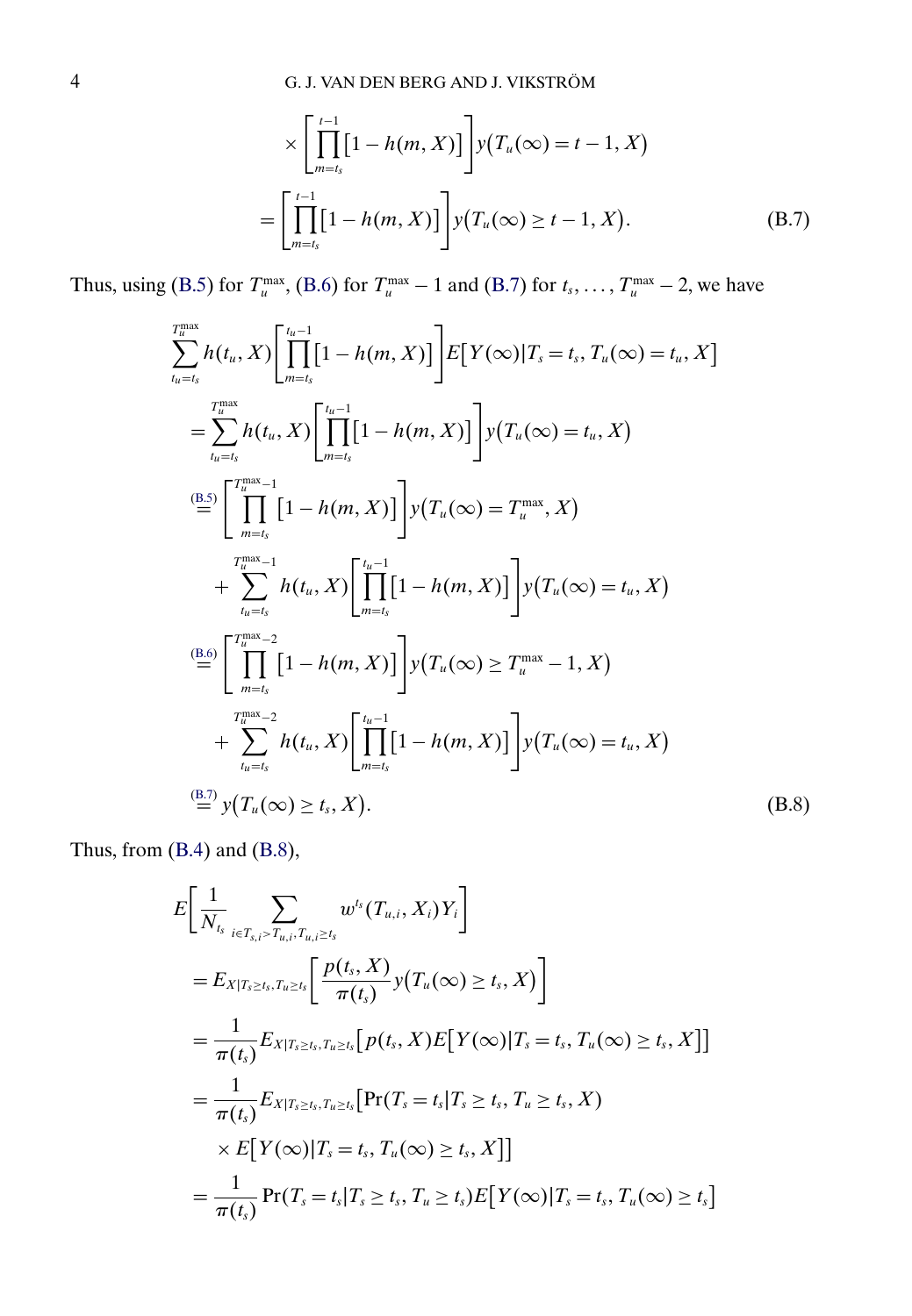$$
\times \left[ \prod_{m=t_s}^{t-1} [1 - h(m, X)] \right] y(T_u(\infty) = t - 1, X)
$$

$$
= \left[ \prod_{m=t_s}^{t-1} [1 - h(m, X)] \right] y(T_u(\infty) \geq t - 1, X). \tag{B.7}
$$

Thus, using (B.5) for $T_u^{\max}$, (B.6) for $T_u^{\max} - 1$ and (B.7) for $t_s, \dots, T_u^{\max} - 2$, we have

$$
\begin{aligned}
&\sum_{t_u=t_s}^{T_u^{\max}} h(t_u, X) \left[ \prod_{m=t_s}^{t_u-1} [1 - h(m, X)] \right] E[Y(\infty) | T_s = t_s, T_u(\infty) = t_u, X] \\
&= \sum_{t_u=t_s}^{T_u^{\max}} h(t_u, X) \left[ \prod_{m=t_s}^{t_u-1} [1 - h(m, X)] \right] y(T_u(\infty) = t_u, X) \\
&\overset{(B.5)}{=} \left[ \prod_{m=t_s}^{T_u^{\max}-1} [1 - h(m, X)] \right] y(T_u(\infty) = T_u^{\max}, X) \\
&\quad + \sum_{t_u=t_s}^{T_u^{\max}-1} h(t_u, X) \left[ \prod_{m=t_s}^{t_u-1} [1 - h(m, X)] \right] y(T_u(\infty) = t_u, X) \\
&\overset{(B.6)}{=} \left[ \prod_{m=t_s}^{T_u^{\max}-2} [1 - h(m, X)] \right] y(T_u(\infty) \geq T_u^{\max} - 1, X) \\
&\quad + \sum_{t_u=t_s}^{T_u^{\max}-2} h(t_u, X) \left[ \prod_{m=t_s}^{t_u-1} [1 - h(m, X)] \right] y(T_u(\infty) = t_u, X) \\
&\overset{(B.7)}{=} y(T_u(\infty) \geq t_s, X).
\end{aligned} \tag{B.8}
$$

Thus, from (B.4) and (B.8),

$$
\begin{aligned}
&E\left[ \frac{1}{N_{t_s}} \sum_{i \in T_{s,i} > T_{u,i}, T_{u,i} \geq t_s} w^{t_s}(T_{u,i}, X_i) Y_i \right] \\
&= E_{X|T_s \geq t_s, T_u \geq t_s} \left[ \frac{p(t_s, X)}{\pi(t_s)} y(T_u(\infty) \geq t_s, X) \right] \\
&= \frac{1}{\pi(t_s)} E_{X|T_s \geq t_s, T_u \geq t_s} [p(t_s, X) E[Y(\infty) | T_s = t_s, T_u(\infty) \geq t_s, X]] \\
&= \frac{1}{\pi(t_s)} E_{X|T_s \geq t_s, T_u \geq t_s} [\Pr(T_s = t_s | T_s \geq t_s, T_u \geq t_s, X) \\
&\quad \times E[Y(\infty) | T_s = t_s, T_u(\infty) \geq t_s, X]] \\
&= \frac{1}{\pi(t_s)} \Pr(T_s = t_s | T_s \geq t_s, T_u \geq t_s) E[Y(\infty) | T_s = t_s, T_u(\infty) \geq t_s]
\end{aligned}
$$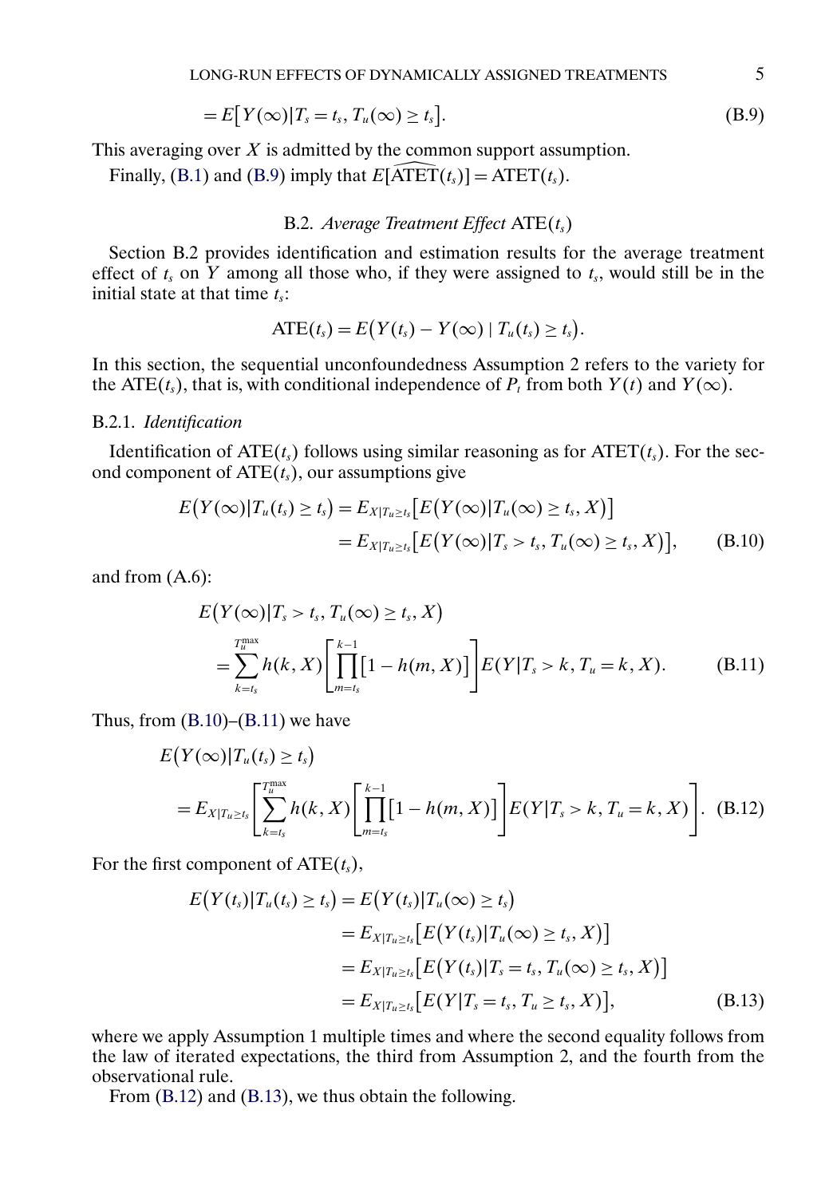$$= E\big[Y(\infty)|T_s = t_s, T_u(\infty) \geq t_s\big]. \tag{B.9}$$

This averaging over $X$ is admitted by the common support assumption.

Finally, (B.1) and (B.9) imply that $E[\widehat{\text{ATET}}(t_s)] = \text{ATET}(t_s)$.

### B.2. *Average Treatment Effect* $\text{ATE}(t_s)$

Section B.2 provides identification and estimation results for the average treatment effect of $t_s$ on $Y$ among all those who, if they were assigned to $t_s$, would still be in the initial state at that time $t_s$:

$$\text{ATE}(t_s) = E\big(Y(t_s) - Y(\infty) \mid T_u(t_s) \geq t_s\big).$$

In this section, the sequential unconfoundedness Assumption 2 refers to the variety for the $\text{ATE}(t_s)$, that is, with conditional independence of $P_t$ from both $Y(t)$ and $Y(\infty)$.

#### B.2.1. *Identification*

Identification of $\text{ATE}(t_s)$ follows using similar reasoning as for $\text{ATET}(t_s)$. For the second component of $\text{ATE}(t_s)$, our assumptions give

$$\begin{aligned} E\big(Y(\infty)|T_u(t_s) \geq t_s\big) &= E_{X|T_u \geq t_s}\big[E\big(Y(\infty)|T_u(\infty) \geq t_s, X\big)\big] \\ &= E_{X|T_u \geq t_s}\big[E\big(Y(\infty)|T_s > t_s, T_u(\infty) \geq t_s, X\big)\big], \end{aligned} \tag{B.10}$$

and from (A.6):

$$\begin{aligned} &E\big(Y(\infty)|T_s > t_s, T_u(\infty) \geq t_s, X\big) \\ &\quad = \sum_{k=t_s}^{T_u^{\max}} h(k, X)\left[\prod_{m=t_s}^{k-1}\big[1 - h(m, X)\big]\right] E(Y|T_s > k, T_u = k, X). \end{aligned} \tag{B.11}$$

Thus, from (B.10)–(B.11) we have

$$\begin{aligned} &E\big(Y(\infty)|T_u(t_s) \geq t_s\big) \\ &\quad = E_{X|T_u \geq t_s}\left[\sum_{k=t_s}^{T_u^{\max}} h(k, X)\left[\prod_{m=t_s}^{k-1}\big[1 - h(m, X)\big]\right] E(Y|T_s > k, T_u = k, X)\right]. \end{aligned} \tag{B.12}$$

For the first component of $\text{ATE}(t_s)$,

$$\begin{aligned} E\big(Y(t_s)|T_u(t_s) \geq t_s\big) &= E\big(Y(t_s)|T_u(\infty) \geq t_s\big) \\ &= E_{X|T_u \geq t_s}\big[E\big(Y(t_s)|T_u(\infty) \geq t_s, X\big)\big] \\ &= E_{X|T_u \geq t_s}\big[E\big(Y(t_s)|T_s = t_s, T_u(\infty) \geq t_s, X\big)\big] \\ &= E_{X|T_u \geq t_s}\big[E(Y|T_s = t_s, T_u \geq t_s, X)\big], \end{aligned} \tag{B.13}$$

where we apply Assumption 1 multiple times and where the second equality follows from the law of iterated expectations, the third from Assumption 2, and the fourth from the observational rule.

From (B.12) and (B.13), we thus obtain the following.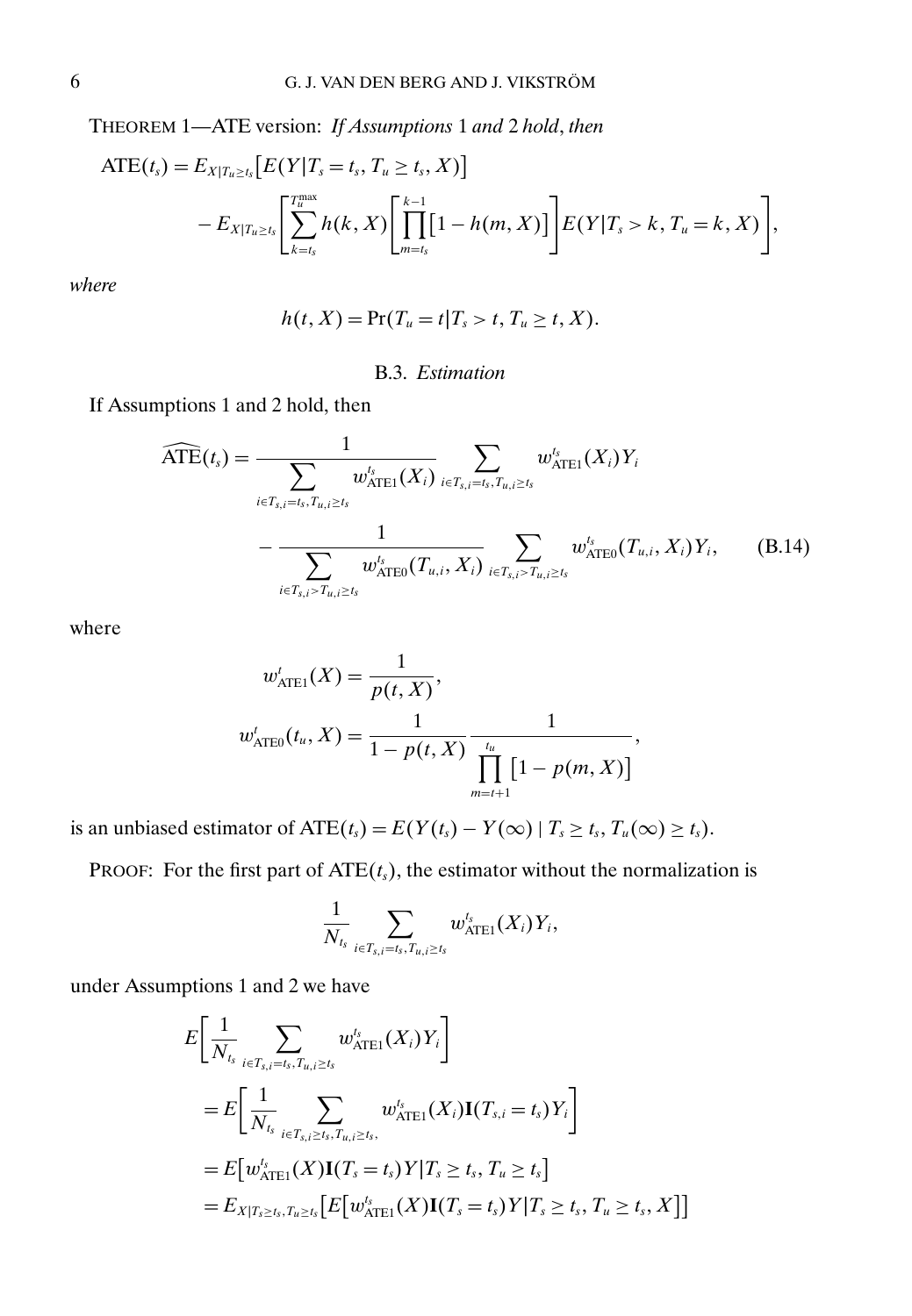THEOREM 1—ATE version: *If Assumptions* 1 *and* 2 *hold*, *then*

$$
\begin{aligned}
\text{ATE}(t_s) &= E_{X|T_u \geq t_s}\big[E(Y|T_s = t_s, T_u \geq t_s, X)\big] \\
&\quad - E_{X|T_u \geq t_s}\left[\sum_{k=t_s}^{T_u^{\max}} h(k, X)\left[\prod_{m=t_s}^{k-1}\big[1 - h(m, X)\big]\right] E(Y|T_s > k, T_u = k, X)\right],
\end{aligned}
$$

*where*

$$
h(t, X) = \Pr(T_u = t | T_s > t, T_u \geq t, X).
$$

### B.3. *Estimation*

If Assumptions 1 and 2 hold, then

$$
\begin{aligned}
\widehat{\text{ATE}}(t_s) &= \frac{1}{\sum_{i \in T_{s,i} = t_s, T_{u,i} \geq t_s} w_{\text{ATE1}}^{t_s}(X_i)} \sum_{i \in T_{s,i} = t_s, T_{u,i} \geq t_s} w_{\text{ATE1}}^{t_s}(X_i) Y_i \\
&\quad - \frac{1}{\sum_{i \in T_{s,i} > T_{u,i} \geq t_s} w_{\text{ATE0}}^{t_s}(T_{u,i}, X_i)} \sum_{i \in T_{s,i} > T_{u,i} \geq t_s} w_{\text{ATE0}}^{t_s}(T_{u,i}, X_i) Y_i, \qquad \text{(B.14)}
\end{aligned}
$$

where

$$
\begin{aligned}
w_{\text{ATE1}}^{t}(X) &= \frac{1}{p(t, X)}, \\
w_{\text{ATE0}}^{t}(t_u, X) &= \frac{1}{1 - p(t, X)} \frac{1}{\prod_{m=t+1}^{t_u}\big[1 - p(m, X)\big]},
\end{aligned}
$$

is an unbiased estimator of $\text{ATE}(t_s) = E(Y(t_s) - Y(\infty) \mid T_s \geq t_s, T_u(\infty) \geq t_s)$.

PROOF: For the first part of $\text{ATE}(t_s)$, the estimator without the normalization is

$$
\frac{1}{N_{t_s}} \sum_{i \in T_{s,i} = t_s, T_{u,i} \geq t_s} w_{\text{ATE1}}^{t_s}(X_i) Y_i,
$$

under Assumptions 1 and 2 we have

$$
\begin{aligned}
& E\left[\frac{1}{N_{t_s}} \sum_{i \in T_{s,i} = t_s, T_{u,i} \geq t_s} w_{\text{ATE1}}^{t_s}(X_i) Y_i\right] \\
&= E\left[\frac{1}{N_{t_s}} \sum_{i \in T_{s,i} \geq t_s, T_{u,i} \geq t_s,} w_{\text{ATE1}}^{t_s}(X_i) \mathbf{I}(T_{s,i} = t_s) Y_i\right] \\
&= E\big[w_{\text{ATE1}}^{t_s}(X) \mathbf{I}(T_s = t_s) Y | T_s \geq t_s, T_u \geq t_s\big] \\
&= E_{X|T_s \geq t_s, T_u \geq t_s}\big[E\big[w_{\text{ATE1}}^{t_s}(X) \mathbf{I}(T_s = t_s) Y | T_s \geq t_s, T_u \geq t_s, X\big]\big]
\end{aligned}
$$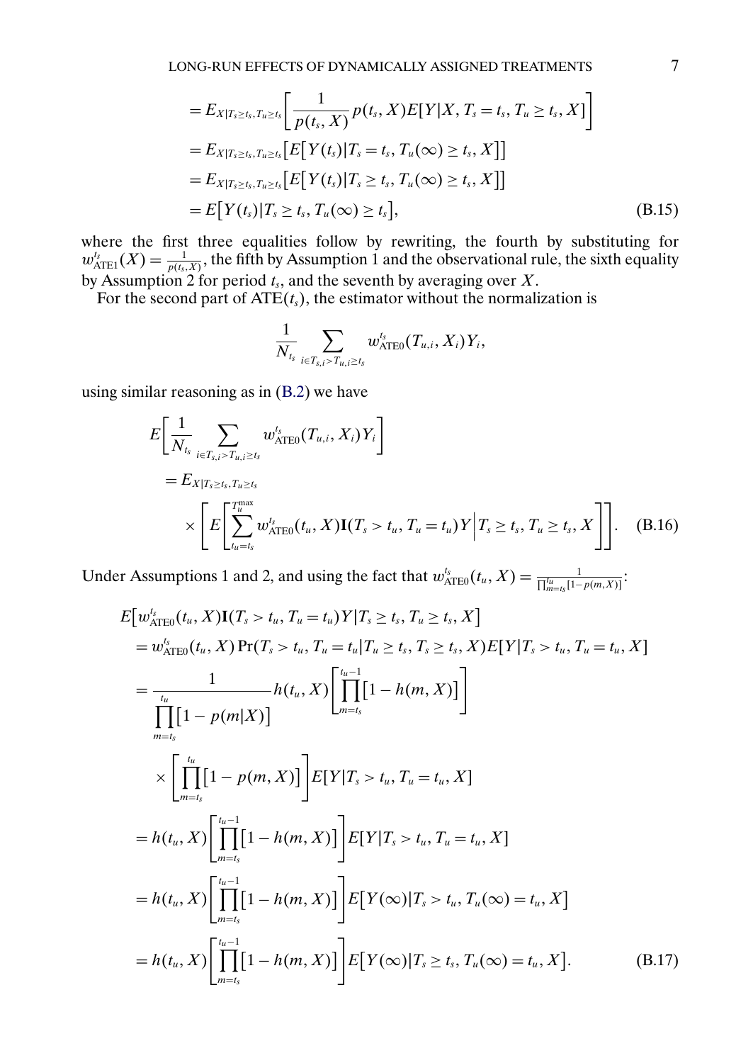$$
\begin{aligned}
&= E_{X|T_s \geq t_s, T_u \geq t_s}\left[\frac{1}{p(t_s, X)} p(t_s, X) E[Y|X, T_s = t_s, T_u \geq t_s, X]\right] \\
&= E_{X|T_s \geq t_s, T_u \geq t_s}\left[E\left[Y(t_s)|T_s = t_s, T_u(\infty) \geq t_s, X\right]\right] \\
&= E_{X|T_s \geq t_s, T_u \geq t_s}\left[E\left[Y(t_s)|T_s \geq t_s, T_u(\infty) \geq t_s, X\right]\right] \\
&= E\left[Y(t_s)|T_s \geq t_s, T_u(\infty) \geq t_s\right],
\end{aligned} \tag{B.15}
$$

where the first three equalities follow by rewriting, the fourth by substituting for $w^{t_s}_{\text{ATE1}}(X) = \frac{1}{p(t_s, X)}$, the fifth by Assumption 1 and the observational rule, the sixth equality by Assumption 2 for period $t_s$, and the seventh by averaging over $X$.

For the second part of $\text{ATE}(t_s)$, the estimator without the normalization is

$$
\frac{1}{N_{t_s}} \sum_{i \in T_{s,i} > T_{u,i} \geq t_s} w^{t_s}_{\text{ATE0}}(T_{u,i}, X_i) Y_i,
$$

using similar reasoning as in (B.2) we have

$$
\begin{aligned}
&E\left[\frac{1}{N_{t_s}} \sum_{i \in T_{s,i} > T_{u,i} \geq t_s} w^{t_s}_{\text{ATE0}}(T_{u,i}, X_i) Y_i\right] \\
&\quad = E_{X|T_s \geq t_s, T_u \geq t_s} \\
&\qquad \times \left[E\left[\sum_{t_u = t_s}^{T_u^{\max}} w^{t_s}_{\text{ATE0}}(t_u, X) \mathbf{I}(T_s > t_u, T_u = t_u) Y \,\middle|\, T_s \geq t_s, T_u \geq t_s, X\right]\right].
\end{aligned} \tag{B.16}
$$

Under Assumptions 1 and 2, and using the fact that $w^{t_s}_{\text{ATE0}}(t_u, X) = \frac{1}{\prod_{m=t_s}^{t_u}[1 - p(m, X)]}$:

$$
\begin{aligned}
&E\left[w^{t_s}_{\text{ATE0}}(t_u, X)\mathbf{I}(T_s > t_u, T_u = t_u)Y|T_s \geq t_s, T_u \geq t_s, X\right] \\
&= w^{t_s}_{\text{ATE0}}(t_u, X)\Pr(T_s > t_u, T_u = t_u|T_u \geq t_s, T_s \geq t_s, X)E[Y|T_s > t_u, T_u = t_u, X] \\
&= \frac{1}{\prod_{m=t_s}^{t_u}\left[1 - p(m|X)\right]} h(t_u, X)\left[\prod_{m=t_s}^{t_u - 1}\left[1 - h(m, X)\right]\right] \\
&\quad \times \left[\prod_{m=t_s}^{t_u}\left[1 - p(m, X)\right]\right] E[Y|T_s > t_u, T_u = t_u, X] \\
&= h(t_u, X)\left[\prod_{m=t_s}^{t_u - 1}\left[1 - h(m, X)\right]\right] E[Y|T_s > t_u, T_u = t_u, X] \\
&= h(t_u, X)\left[\prod_{m=t_s}^{t_u - 1}\left[1 - h(m, X)\right]\right] E\left[Y(\infty)|T_s > t_u, T_u(\infty) = t_u, X\right] \\
&= h(t_u, X)\left[\prod_{m=t_s}^{t_u - 1}\left[1 - h(m, X)\right]\right] E\left[Y(\infty)|T_s \geq t_s, T_u(\infty) = t_u, X\right].
\end{aligned} \tag{B.17}
$$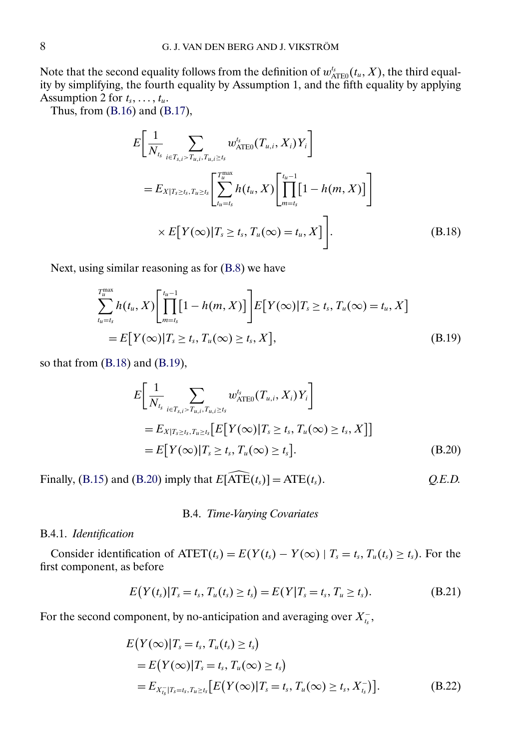Note that the second equality follows from the definition of $w^{t_s}_{\text{ATE0}}(t_u, X)$, the third equality by simplifying, the fourth equality by Assumption 1, and the fifth equality by applying Assumption 2 for $t_s, \dots, t_u$.

Thus, from (B.16) and (B.17),

$$
\begin{aligned}
&E\left[\frac{1}{N_{t_s}} \sum_{i \in T_{s,i} > T_{u,i}, T_{u,i} \geq t_s} w^{t_s}_{\text{ATE0}}(T_{u,i}, X_i) Y_i\right] \\
&= E_{X|T_s \geq t_s, T_u \geq t_s}\left[\sum_{t_u = t_s}^{T_u^{\max}} h(t_u, X)\left[\prod_{m=t_s}^{t_u - 1}\left[1 - h(m, X)\right]\right] \right. \\
&\qquad \left. \times E\left[Y(\infty) | T_s \geq t_s, T_u(\infty) = t_u, X\right]\right].
\end{aligned}
\tag{B.18}
$$

Next, using similar reasoning as for (B.8) we have

$$
\begin{aligned}
&\sum_{t_u = t_s}^{T_u^{\max}} h(t_u, X)\left[\prod_{m=t_s}^{t_u - 1}\left[1 - h(m, X)\right]\right] E\left[Y(\infty) | T_s \geq t_s, T_u(\infty) = t_u, X\right] \\
&= E\left[Y(\infty) | T_s \geq t_s, T_u(\infty) \geq t_s, X\right],
\end{aligned}
\tag{B.19}
$$

so that from (B.18) and (B.19),

$$
\begin{aligned}
&E\left[\frac{1}{N_{t_s}} \sum_{i \in T_{s,i} > T_{u,i}, T_{u,i} \geq t_s} w^{t_s}_{\text{ATE0}}(T_{u,i}, X_i) Y_i\right] \\
&= E_{X|T_s \geq t_s, T_u \geq t_s}\left[E\left[Y(\infty) | T_s \geq t_s, T_u(\infty) \geq t_s, X\right]\right] \\
&= E\left[Y(\infty) | T_s \geq t_s, T_u(\infty) \geq t_s\right].
\end{aligned}
\tag{B.20}
$$

Finally, (B.15) and (B.20) imply that $E[\widehat{\text{ATE}}(t_s)] = \text{ATE}(t_s)$. *Q.E.D.*

### B.4. *Time-Varying Covariates*

#### B.4.1. *Identification*

Consider identification of $\text{ATET}(t_s) = E(Y(t_s) - Y(\infty) \mid T_s = t_s, T_u(t_s) \geq t_s)$. For the first component, as before

$$
E\big(Y(t_s) | T_s = t_s, T_u(t_s) \geq t_s\big) = E(Y | T_s = t_s, T_u \geq t_s).
\tag{B.21}
$$

For the second component, by no-anticipation and averaging over $X^-_{t_s}$,

$$
\begin{aligned}
&E\big(Y(\infty) | T_s = t_s, T_u(t_s) \geq t_s\big) \\
&= E\big(Y(\infty) | T_s = t_s, T_u(\infty) \geq t_s\big) \\
&= E_{X^-_{t_s} | T_s = t_s, T_u \geq t_s}\left[E\big(Y(\infty) | T_s = t_s, T_u(\infty) \geq t_s, X^-_{t_s}\big)\right].
\end{aligned}
\tag{B.22}
$$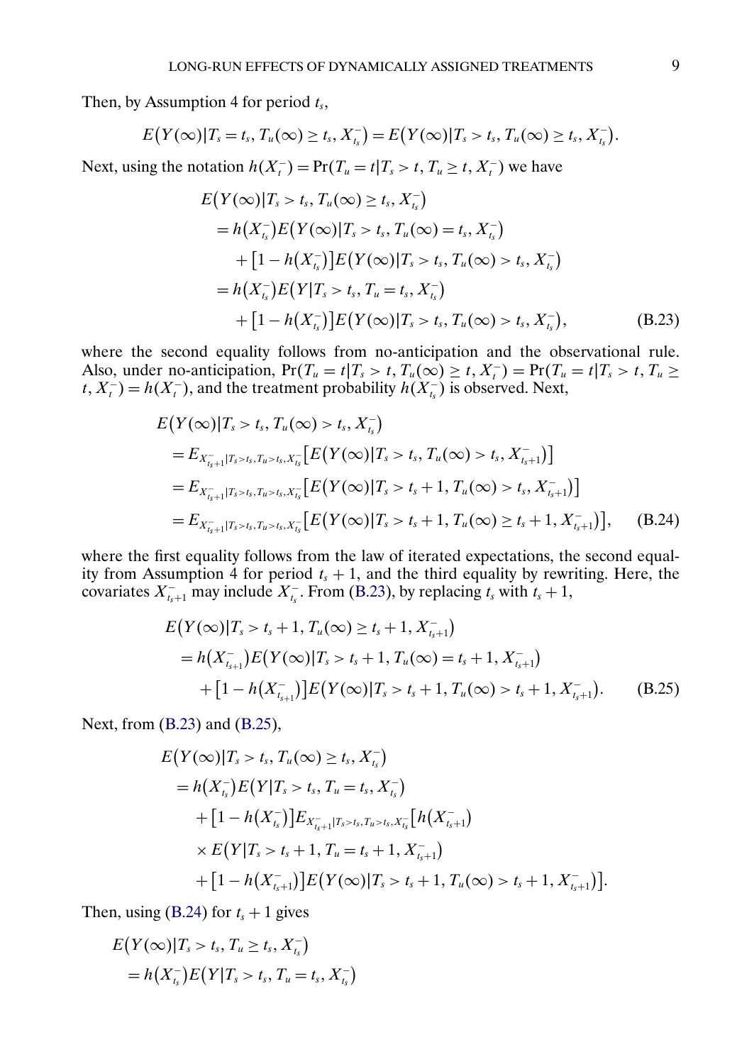Then, by Assumption 4 for period $t_s$,

$$E\big(Y(\infty)|T_s = t_s, T_u(\infty) \geq t_s, X_{t_s}^-\big) = E\big(Y(\infty)|T_s > t_s, T_u(\infty) \geq t_s, X_{t_s}^-\big).$$

Next, using the notation $h(X_t^-) = \Pr(T_u = t | T_s > t, T_u \geq t, X_t^-)$ we have

$$
\begin{aligned}
&E\big(Y(\infty)|T_s > t_s, T_u(\infty) \geq t_s, X_{t_s}^-\big) \\
&\quad = h\big(X_{t_s}^-\big) E\big(Y(\infty)|T_s > t_s, T_u(\infty) = t_s, X_{t_s}^-\big) \\
&\qquad + \big[1 - h\big(X_{t_s}^-\big)\big] E\big(Y(\infty)|T_s > t_s, T_u(\infty) > t_s, X_{t_s}^-\big) \\
&\quad = h\big(X_{t_s}^-\big) E\big(Y|T_s > t_s, T_u = t_s, X_{t_s}^-\big) \\
&\qquad + \big[1 - h\big(X_{t_s}^-\big)\big] E\big(Y(\infty)|T_s > t_s, T_u(\infty) > t_s, X_{t_s}^-\big), \qquad \text{(B.23)}
\end{aligned}
$$

where the second equality follows from no-anticipation and the observational rule. Also, under no-anticipation, $\Pr(T_u = t | T_s > t, T_u(\infty) \geq t, X_t^-) = \Pr(T_u = t | T_s > t, T_u \geq t, X_t^-) = h(X_t^-)$, and the treatment probability $h(X_{t_s}^-)$ is observed. Next,

$$
\begin{aligned}
&E\big(Y(\infty)|T_s > t_s, T_u(\infty) > t_s, X_{t_s}^-\big) \\
&\quad = E_{X_{t_s+1}^- | T_s > t_s, T_u > t_s, X_{t_s}^-}\big[E\big(Y(\infty)|T_s > t_s, T_u(\infty) > t_s, X_{t_s+1}^-\big)\big] \\
&\quad = E_{X_{t_s+1}^- | T_s > t_s, T_u > t_s, X_{t_s}^-}\big[E\big(Y(\infty)|T_s > t_s + 1, T_u(\infty) > t_s, X_{t_s+1}^-\big)\big] \\
&\quad = E_{X_{t_s+1}^- | T_s > t_s, T_u > t_s, X_{t_s}^-}\big[E\big(Y(\infty)|T_s > t_s + 1, T_u(\infty) \geq t_s + 1, X_{t_s+1}^-\big)\big], \qquad \text{(B.24)}
\end{aligned}
$$

where the first equality follows from the law of iterated expectations, the second equality from Assumption 4 for period $t_s + 1$, and the third equality by rewriting. Here, the covariates $X_{t_s+1}^-$ may include $X_{t_s}^-$. From (B.23), by replacing $t_s$ with $t_s + 1$,

$$
\begin{aligned}
&E\big(Y(\infty)|T_s > t_s + 1, T_u(\infty) \geq t_s + 1, X_{t_s+1}^-\big) \\
&\quad = h\big(X_{t_s+1}^-\big) E\big(Y(\infty)|T_s > t_s + 1, T_u(\infty) = t_s + 1, X_{t_s+1}^-\big) \\
&\qquad + \big[1 - h\big(X_{t_s+1}^-\big)\big] E\big(Y(\infty)|T_s > t_s + 1, T_u(\infty) > t_s + 1, X_{t_s+1}^-\big). \qquad \text{(B.25)}
\end{aligned}
$$

Next, from (B.23) and (B.25),

$$
\begin{aligned}
&E\big(Y(\infty)|T_s > t_s, T_u(\infty) \geq t_s, X_{t_s}^-\big) \\
&\quad = h\big(X_{t_s}^-\big) E\big(Y|T_s > t_s, T_u = t_s, X_{t_s}^-\big) \\
&\qquad + \big[1 - h\big(X_{t_s}^-\big)\big] E_{X_{t_s+1}^- | T_s > t_s, T_u > t_s, X_{t_s}^-}\big[h\big(X_{t_s+1}^-\big) \\
&\qquad \times E\big(Y|T_s > t_s + 1, T_u = t_s + 1, X_{t_s+1}^-\big) \\
&\qquad + \big[1 - h\big(X_{t_s+1}^-\big)\big] E\big(Y(\infty)|T_s > t_s + 1, T_u(\infty) > t_s + 1, X_{t_s+1}^-\big)\big].
\end{aligned}
$$

Then, using (B.24) for $t_s + 1$ gives

$$
\begin{aligned}
&E\big(Y(\infty)|T_s > t_s, T_u \geq t_s, X_{t_s}^-\big) \\
&\quad = h\big(X_{t_s}^-\big) E\big(Y|T_s > t_s, T_u = t_s, X_{t_s}^-\big)
\end{aligned}
$$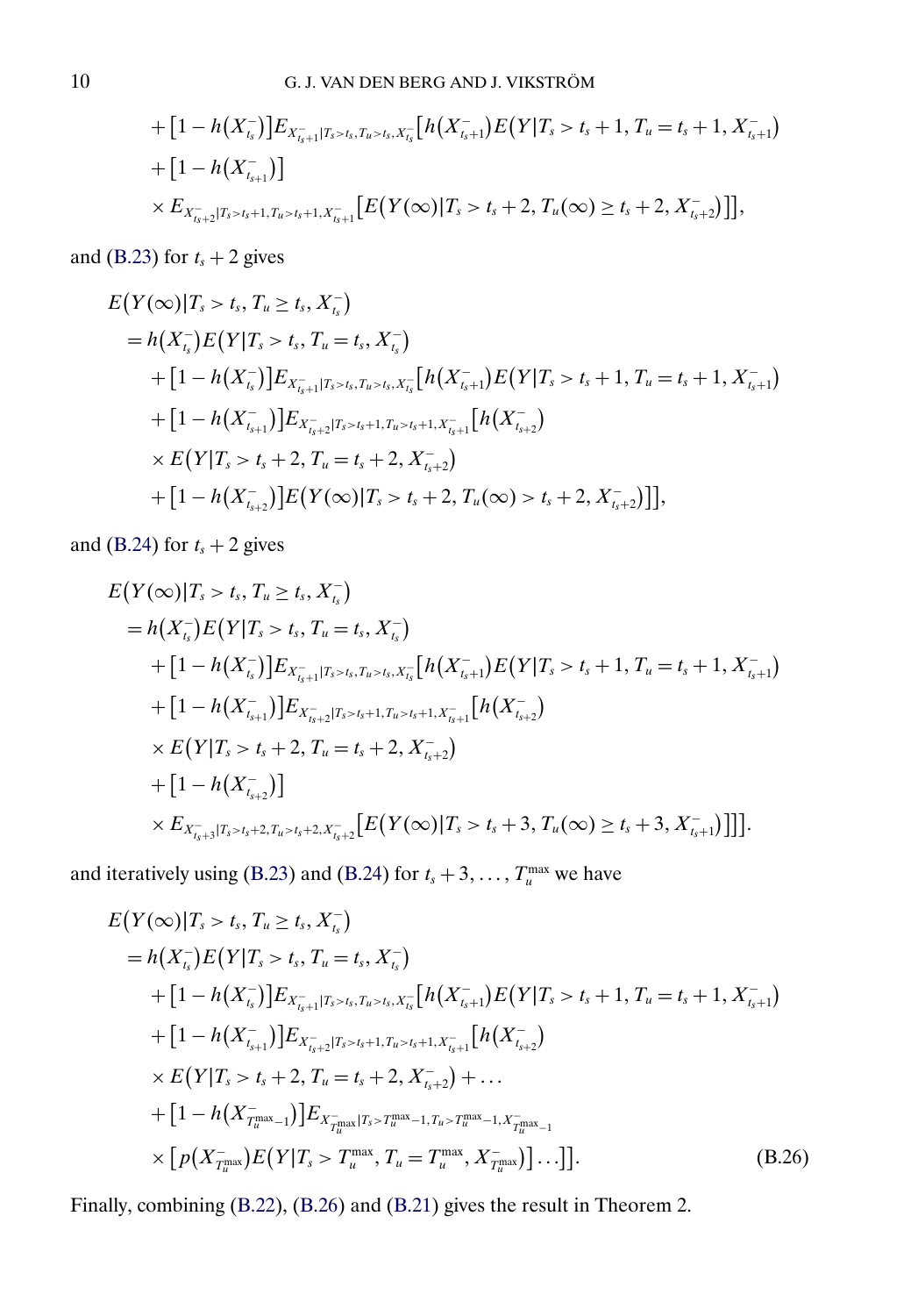$$
\begin{aligned}
&+\left[1-h\left(X_{t_s}^-\right)\right] E_{X_{t_s+1}^-|T_s>t_s, T_u>t_s, X_{t_s}^-}\left[h\left(X_{t_s+1}^-\right) E\left(Y|T_s>t_s+1, T_u=t_s+1, X_{t_s+1}^-\right)\right.\\
&+\left[1-h\left(X_{t_{s+1}}^-\right)\right]\\
&\left.\times E_{X_{t_s+2}^-|T_s>t_s+1, T_u>t_s+1, X_{t_s+1}^-}\left[E\left(Y(\infty)|T_s>t_s+2, T_u(\infty)\geq t_s+2, X_{t_s+2}^-\right)\right]\right],
\end{aligned}
$$

and (B.23) for $t_s+2$ gives

$$
\begin{aligned}
&E\left(Y(\infty)|T_s>t_s, T_u\geq t_s, X_{t_s}^-\right)\\
&\quad= h\left(X_{t_s}^-\right) E\left(Y|T_s>t_s, T_u=t_s, X_{t_s}^-\right)\\
&\qquad+\left[1-h\left(X_{t_s}^-\right)\right] E_{X_{t_s+1}^-|T_s>t_s, T_u>t_s, X_{t_s}^-}\left[h\left(X_{t_s+1}^-\right) E\left(Y|T_s>t_s+1, T_u=t_s+1, X_{t_s+1}^-\right)\right.\\
&\qquad+\left[1-h\left(X_{t_{s+1}}^-\right)\right] E_{X_{t_s+2}^-|T_s>t_s+1, T_u>t_s+1, X_{t_s+1}^-}\left[h\left(X_{t_{s+2}}^-\right)\right.\\
&\qquad\times E\left(Y|T_s>t_s+2, T_u=t_s+2, X_{t_{s+2}}^-\right)\\
&\qquad\left.\left.+\left[1-h\left(X_{t_{s+2}}^-\right)\right] E\left(Y(\infty)|T_s>t_s+2, T_u(\infty)>t_s+2, X_{t_s+2}^-\right)\right]\right],
\end{aligned}
$$

and (B.24) for $t_s+2$ gives

$$
\begin{aligned}
&E\left(Y(\infty)|T_s>t_s, T_u\geq t_s, X_{t_s}^-\right)\\
&\quad= h\left(X_{t_s}^-\right) E\left(Y|T_s>t_s, T_u=t_s, X_{t_s}^-\right)\\
&\qquad+\left[1-h\left(X_{t_s}^-\right)\right] E_{X_{t_s+1}^-|T_s>t_s, T_u>t_s, X_{t_s}^-}\left[h\left(X_{t_s+1}^-\right) E\left(Y|T_s>t_s+1, T_u=t_s+1, X_{t_s+1}^-\right)\right.\\
&\qquad+\left[1-h\left(X_{t_{s+1}}^-\right)\right] E_{X_{t_s+2}^-|T_s>t_s+1, T_u>t_s+1, X_{t_s+1}^-}\left[h\left(X_{t_{s+2}}^-\right)\right.\\
&\qquad\times E\left(Y|T_s>t_s+2, T_u=t_s+2, X_{t_{s+2}}^-\right)\\
&\qquad+\left[1-h\left(X_{t_{s+2}}^-\right)\right]\\
&\qquad\left.\left.\times E_{X_{t_s+3}^-|T_s>t_s+2, T_u>t_s+2, X_{t_s+2}^-}\left[E\left(Y(\infty)|T_s>t_s+3, T_u(\infty)\geq t_s+3, X_{t_s+1}^-\right)\right]\right]\right].
\end{aligned}
$$

and iteratively using (B.23) and (B.24) for $t_s+3, \ldots, T_u^{\max}$ we have

$$
\begin{aligned}
&E\left(Y(\infty)|T_s>t_s, T_u\geq t_s, X_{t_s}^-\right)\\
&\quad= h\left(X_{t_s}^-\right) E\left(Y|T_s>t_s, T_u=t_s, X_{t_s}^-\right)\\
&\qquad+\left[1-h\left(X_{t_s}^-\right)\right] E_{X_{t_s+1}^-|T_s>t_s, T_u>t_s, X_{t_s}^-}\left[h\left(X_{t_s+1}^-\right) E\left(Y|T_s>t_s+1, T_u=t_s+1, X_{t_s+1}^-\right)\right.\\
&\qquad+\left[1-h\left(X_{t_{s+1}}^-\right)\right] E_{X_{t_s+2}^-|T_s>t_s+1, T_u>t_s+1, X_{t_s+1}^-}\left[h\left(X_{t_{s+2}}^-\right)\right.\\
&\qquad\times E\left(Y|T_s>t_s+2, T_u=t_s+2, X_{t_{s+2}}^-\right)+\ldots\\
&\qquad+\left[1-h\left(X_{T_u^{\max}-1}^-\right)\right] E_{X_{T_u^{\max}}^-|T_s>T_u^{\max}-1, T_u>T_u^{\max}-1, X_{T_u^{\max}-1}^-}\\
&\qquad\left.\left.\times\left[p\left(X_{T_u^{\max}}^-\right) E\left(Y|T_s>T_u^{\max}, T_u=T_u^{\max}, X_{T_u^{\max}}^-\right)\right]\ldots\right]\right].
\end{aligned}
\tag{B.26}
$$

Finally, combining (B.22), (B.26) and (B.21) gives the result in Theorem 2.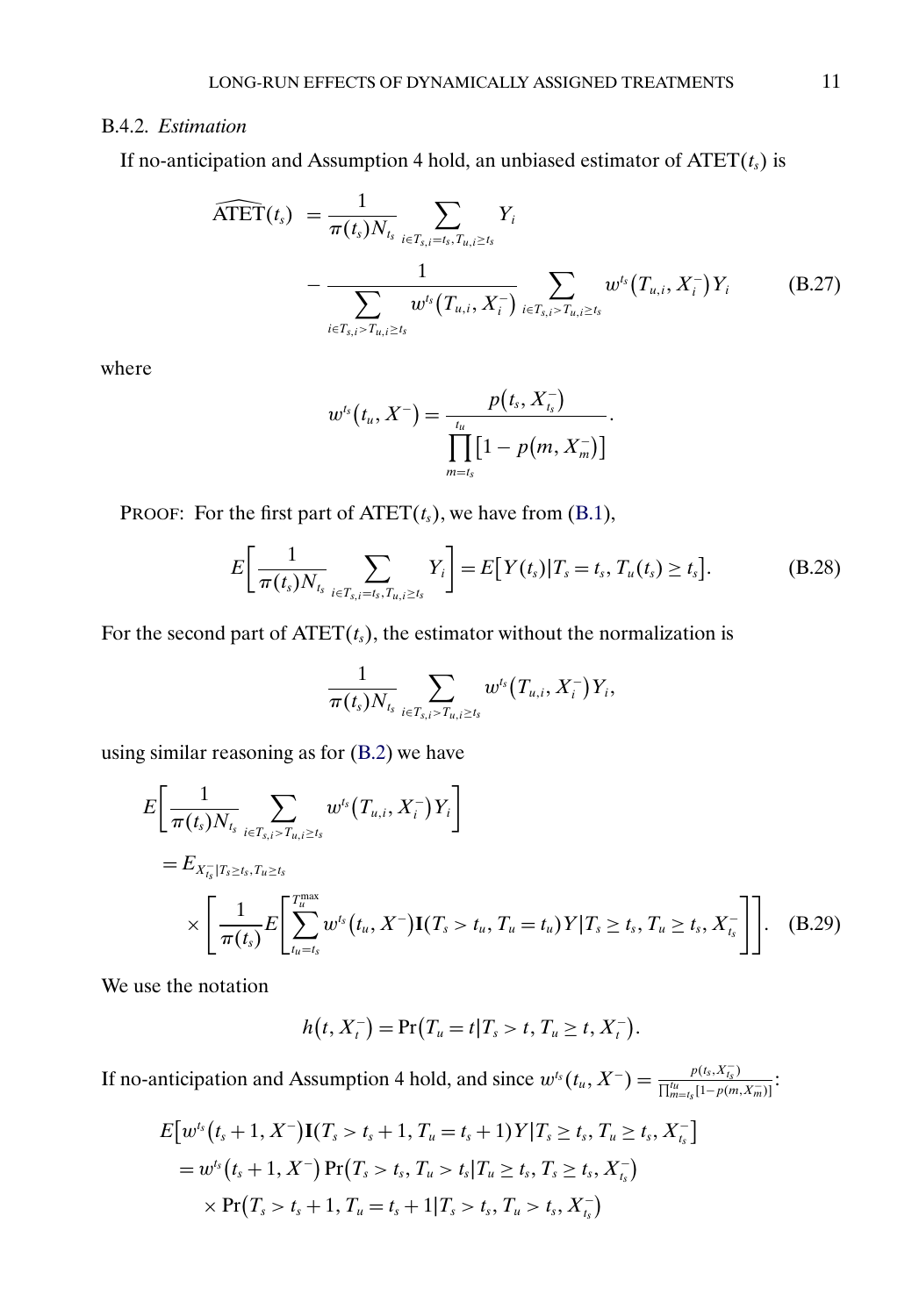### B.4.2. *Estimation*

If no-anticipation and Assumption 4 hold, an unbiased estimator of $\text{ATET}(t_s)$ is

$$\widehat{\text{ATET}}(t_s) = \frac{1}{\pi(t_s)N_{t_s}} \sum_{i \in T_{s,i}=t_s, T_{u,i} \geq t_s} Y_i - \frac{1}{\sum_{i \in T_{s,i} > T_{u,i} \geq t_s} w^{t_s}(T_{u,i}, X_i^-)} \sum_{i \in T_{s,i} > T_{u,i} \geq t_s} w^{t_s}(T_{u,i}, X_i^-) Y_i \tag{B.27}$$

where

$$w^{t_s}(t_u, X^-) = \frac{p(t_s, X_{t_s}^-)}{\prod_{m=t_s}^{t_u} [1 - p(m, X_m^-)]}.$$

PROOF: For the first part of $\text{ATET}(t_s)$, we have from (B.1),

$$E\left[\frac{1}{\pi(t_s)N_{t_s}} \sum_{i \in T_{s,i}=t_s, T_{u,i} \geq t_s} Y_i\right] = E[Y(t_s) | T_s = t_s, T_u(t_s) \geq t_s]. \tag{B.28}$$

For the second part of $\text{ATET}(t_s)$, the estimator without the normalization is

$$\frac{1}{\pi(t_s)N_{t_s}} \sum_{i \in T_{s,i} > T_{u,i} \geq t_s} w^{t_s}(T_{u,i}, X_i^-) Y_i,$$

using similar reasoning as for (B.2) we have

$$\begin{aligned}
&E\left[\frac{1}{\pi(t_s)N_{t_s}} \sum_{i \in T_{s,i} > T_{u,i} \geq t_s} w^{t_s}(T_{u,i}, X_i^-) Y_i\right] \\
&= E_{X_{t_s}^- | T_s \geq t_s, T_u \geq t_s} \\
&\quad \times \left[\frac{1}{\pi(t_s)} E\left[\sum_{t_u = t_s}^{T_u^{\max}} w^{t_s}(t_u, X^-) \mathbf{I}(T_s > t_u, T_u = t_u) Y | T_s \geq t_s, T_u \geq t_s, X_{t_s}^-\right]\right].
\end{aligned} \tag{B.29}$$

We use the notation

$$h(t, X_t^-) = \Pr(T_u = t | T_s > t, T_u \geq t, X_t^-).$$

If no-anticipation and Assumption 4 hold, and since $w^{t_s}(t_u, X^-) = \frac{p(t_s, X_{t_s}^-)}{\prod_{m=t_s}^{t_u}[1-p(m, X_m^-)]}$:

$$\begin{aligned}
&E[w^{t_s}(t_s + 1, X^-) \mathbf{I}(T_s > t_s + 1, T_u = t_s + 1) Y | T_s \geq t_s, T_u \geq t_s, X_{t_s}^-] \\
&= w^{t_s}(t_s + 1, X^-) \Pr(T_s > t_s, T_u > t_s | T_u \geq t_s, T_s \geq t_s, X_{t_s}^-) \\
&\quad \times \Pr(T_s > t_s + 1, T_u = t_s + 1 | T_s > t_s, T_u > t_s, X_{t_s}^-)
\end{aligned}$$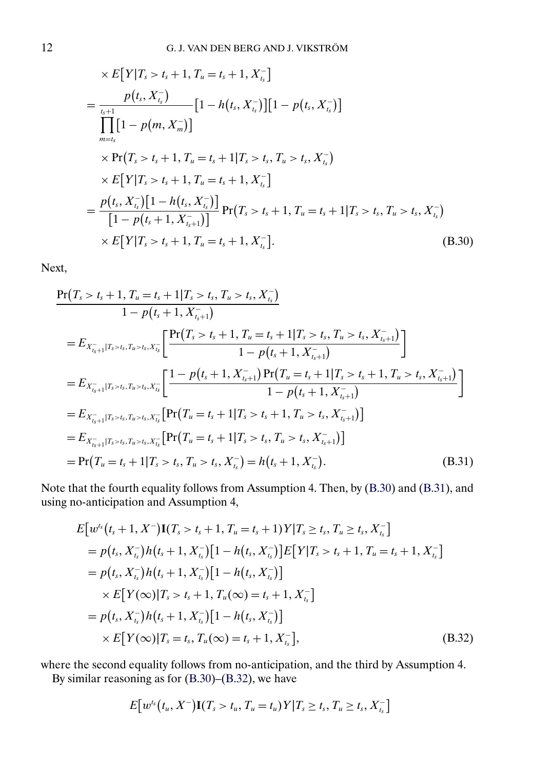$$
\begin{aligned}
&\times E\big[Y|T_s > t_s + 1, T_u = t_s + 1, X_{t_s}^-\big] \\
&= \frac{p\big(t_s, X_{t_s}^-\big)}{\prod_{m=t_s}^{t_s+1}\big[1 - p\big(m, X_m^-\big)\big]}\big[1 - h\big(t_s, X_{t_s}^-\big)\big]\big[1 - p\big(t_s, X_{t_s}^-\big)\big] \\
&\quad \times \Pr\big(T_s > t_s + 1, T_u = t_s + 1 | T_s > t_s, T_u > t_s, X_{t_s}^-\big) \\
&\quad \times E\big[Y|T_s > t_s + 1, T_u = t_s + 1, X_{t_s}^-\big] \\
&= \frac{p\big(t_s, X_{t_s}^-\big)\big[1 - h\big(t_s, X_{t_s}^-\big)\big]}{\big[1 - p\big(t_s + 1, X_{t_s+1}^-\big)\big]}\Pr\big(T_s > t_s + 1, T_u = t_s + 1 | T_s > t_s, T_u > t_s, X_{t_s}^-\big) \\
&\quad \times E\big[Y|T_s > t_s + 1, T_u = t_s + 1, X_{t_s}^-\big].
\end{aligned}
\tag{B.30}
$$

Next,

$$
\begin{aligned}
&\frac{\Pr\big(T_s > t_s + 1, T_u = t_s + 1 | T_s > t_s, T_u > t_s, X_{t_s}^-\big)}{1 - p\big(t_s + 1, X_{t_s+1}^-\big)} \\
&= E_{X_{t_s+1}^- | T_s > t_s, T_u > t_s, X_{t_s}^-}\left[\frac{\Pr\big(T_s > t_s + 1, T_u = t_s + 1 | T_s > t_s, T_u > t_s, X_{t_s+1}^-\big)}{1 - p\big(t_s + 1, X_{t_s+1}^-\big)}\right] \\
&= E_{X_{t_s+1}^- | T_s > t_s, T_u > t_s, X_{t_s}^-}\left[\frac{1 - p\big(t_s + 1, X_{t_s+1}^-\big)\Pr\big(T_u = t_s + 1 | T_s > t_s + 1, T_u > t_s, X_{t_s+1}^-\big)}{1 - p\big(t_s + 1, X_{t_s+1}^-\big)}\right] \\
&= E_{X_{t_s+1}^- | T_s > t_s, T_u > t_s, X_{t_s}^-}\big[\Pr\big(T_u = t_s + 1 | T_s > t_s + 1, T_u > t_s, X_{t_s+1}^-\big)\big] \\
&= E_{X_{t_s+1}^- | T_s > t_s, T_u > t_s, X_{t_s}^-}\big[\Pr\big(T_u = t_s + 1 | T_s > t_s, T_u > t_s, X_{t_s+1}^-\big)\big] \\
&= \Pr\big(T_u = t_s + 1 | T_s > t_s, T_u > t_s, X_{t_s}^-\big) = h\big(t_s + 1, X_{t_s}^-\big).
\end{aligned}
\tag{B.31}
$$

Note that the fourth equality follows from Assumption 4. Then, by (B.30) and (B.31), and using no-anticipation and Assumption 4,

$$
\begin{aligned}
&E\big[w^{t_s}\big(t_s + 1, X^-\big)\mathbf{I}(T_s > t_s + 1, T_u = t_s + 1)Y | T_s \geq t_s, T_u \geq t_s, X_{t_s}^-\big] \\
&= p\big(t_s, X_{t_s}^-\big)h\big(t_s + 1, X_{t_s}^-\big)\big[1 - h\big(t_s, X_{t_s}^-\big)\big]E\big[Y|T_s > t_s + 1, T_u = t_s + 1, X_{t_s}^-\big] \\
&= p\big(t_s, X_{t_s}^-\big)h\big(t_s + 1, X_{t_s}^-\big)\big[1 - h\big(t_s, X_{t_s}^-\big)\big] \\
&\quad \times E\big[Y(\infty)|T_s > t_s + 1, T_u(\infty) = t_s + 1, X_{t_s}^-\big] \\
&= p\big(t_s, X_{t_s}^-\big)h\big(t_s + 1, X_{t_s}^-\big)\big[1 - h\big(t_s, X_{t_s}^-\big)\big] \\
&\quad \times E\big[Y(\infty)|T_s = t_s, T_u(\infty) = t_s + 1, X_{t_s}^-\big],
\end{aligned}
\tag{B.32}
$$

where the second equality follows from no-anticipation, and the third by Assumption 4.

By similar reasoning as for (B.30)–(B.32), we have

$$
E\big[w^{t_s}\big(t_u, X^-\big)\mathbf{I}(T_s > t_u, T_u = t_u)Y | T_s \geq t_s, T_u \geq t_s, X_{t_s}^-\big]
$$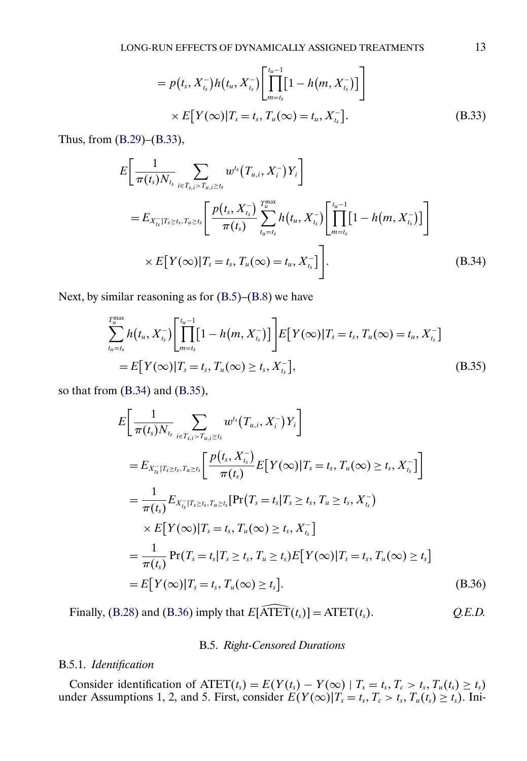$$
= p(t_s, X_{t_s}^-) h(t_u, X_{t_s}^-) \left[ \prod_{m=t_s}^{t_u-1} [1 - h(m, X_{t_s}^-)] \right]
$$

$$
\times E[Y(\infty) | T_s = t_s, T_u(\infty) = t_u, X_{t_s}^-]. \tag{B.33}
$$

Thus, from (B.29)–(B.33),

$$
E\left[ \frac{1}{\pi(t_s) N_{t_s}} \sum_{i \in T_{s,i} > T_{u,i} \geq t_s} w^{t_s}(T_{u,i}, X_i^-) Y_i \right]
$$

$$
= E_{X_{t_s}^- | T_s \geq t_s, T_u \geq t_s} \left[ \frac{p(t_s, X_{t_s}^-)}{\pi(t_s)} \sum_{t_u = t_s}^{T_u^{\max}} h(t_u, X_{t_s}^-) \left[ \prod_{m=t_s}^{t_u-1} [1 - h(m, X_{t_s}^-)] \right] \right.
$$

$$
\left. \times E[Y(\infty) | T_s = t_s, T_u(\infty) = t_u, X_{t_s}^-] \right]. \tag{B.34}
$$

Next, by similar reasoning as for (B.5)–(B.8) we have

$$
\sum_{t_u = t_s}^{T_u^{\max}} h(t_u, X_{t_s}^-) \left[ \prod_{m=t_s}^{t_u-1} [1 - h(m, X_{t_s}^-)] \right] E[Y(\infty) | T_s = t_s, T_u(\infty) = t_u, X_{t_s}^-]
$$

$$
= E[Y(\infty) | T_s = t_s, T_u(\infty) \geq t_s, X_{t_s}^-], \tag{B.35}
$$

so that from (B.34) and (B.35),

$$
E\left[ \frac{1}{\pi(t_s) N_{t_s}} \sum_{i \in T_{s,i} > T_{u,i} \geq t_s} w^{t_s}(T_{u,i}, X_i^-) Y_i \right]
$$

$$
= E_{X_{t_s}^- | T_s \geq t_s, T_u \geq t_s} \left[ \frac{p(t_s, X_{t_s}^-)}{\pi(t_s)} E[Y(\infty) | T_s = t_s, T_u(\infty) \geq t_s, X_{t_s}^-] \right]
$$

$$
= \frac{1}{\pi(t_s)} E_{X_{t_s}^- | T_s \geq t_s, T_u \geq t_s} [\Pr(T_s = t_s | T_s \geq t_s, T_u \geq t_s, X_{t_s}^-)
$$

$$
\times E[Y(\infty) | T_s = t_s, T_u(\infty) \geq t_s, X_{t_s}^-]
$$

$$
= \frac{1}{\pi(t_s)} \Pr(T_s = t_s | T_s \geq t_s, T_u \geq t_s) E[Y(\infty) | T_s = t_s, T_u(\infty) \geq t_s]
$$

$$
= E[Y(\infty) | T_s = t_s, T_u(\infty) \geq t_s]. \tag{B.36}
$$

Finally, (B.28) and (B.36) imply that $E[\widehat{\text{ATET}}(t_s)] = \text{ATET}(t_s)$. *Q.E.D.*

## B.5. *Right-Censored Durations*

### B.5.1. *Identification*

Consider identification of $\text{ATET}(t_s) = E(Y(t_s) - Y(\infty) \mid T_s = t_s, T_c > t_s, T_u(t_s) \geq t_s)$ under Assumptions 1, 2, and 5. First, consider $E(Y(\infty) | T_s = t_s, T_c > t_s, T_u(t_s) \geq t_s)$. Ini-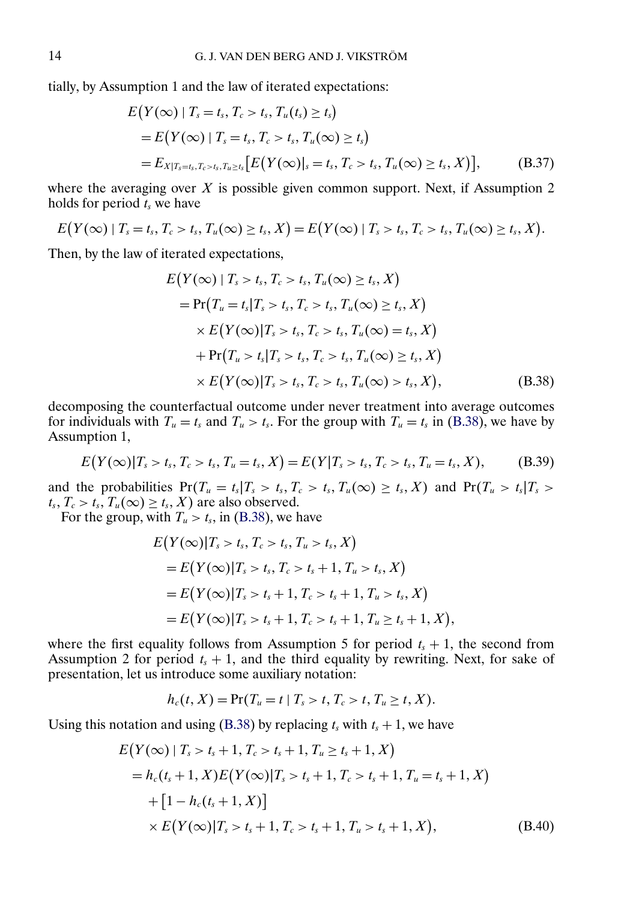tially, by Assumption 1 and the law of iterated expectations:

$$
\begin{aligned}
&E\big(Y(\infty) \mid T_s = t_s, T_c > t_s, T_u(t_s) \geq t_s\big) \\
&\quad = E\big(Y(\infty) \mid T_s = t_s, T_c > t_s, T_u(\infty) \geq t_s\big) \\
&\quad = E_{X|T_s=t_s, T_c>t_s, T_u \geq t_s}\big[E\big(Y(\infty)|_s = t_s, T_c > t_s, T_u(\infty) \geq t_s, X\big)\big], \qquad \text{(B.37)}
\end{aligned}
$$

where the averaging over $X$ is possible given common support. Next, if Assumption 2 holds for period $t_s$ we have

$$
E\big(Y(\infty) \mid T_s = t_s, T_c > t_s, T_u(\infty) \geq t_s, X\big) = E\big(Y(\infty) \mid T_s > t_s, T_c > t_s, T_u(\infty) \geq t_s, X\big).
$$

Then, by the law of iterated expectations,

$$
\begin{aligned}
&E\big(Y(\infty) \mid T_s > t_s, T_c > t_s, T_u(\infty) \geq t_s, X\big) \\
&\quad = \Pr\big(T_u = t_s | T_s > t_s, T_c > t_s, T_u(\infty) \geq t_s, X\big) \\
&\qquad \times E\big(Y(\infty) | T_s > t_s, T_c > t_s, T_u(\infty) = t_s, X\big) \\
&\qquad + \Pr\big(T_u > t_s | T_s > t_s, T_c > t_s, T_u(\infty) \geq t_s, X\big) \\
&\qquad \times E\big(Y(\infty) | T_s > t_s, T_c > t_s, T_u(\infty) > t_s, X\big), \qquad \text{(B.38)}
\end{aligned}
$$

decomposing the counterfactual outcome under never treatment into average outcomes for individuals with $T_u = t_s$ and $T_u > t_s$. For the group with $T_u = t_s$ in (B.38), we have by Assumption 1,

$$
E\big(Y(\infty) | T_s > t_s, T_c > t_s, T_u = t_s, X\big) = E(Y | T_s > t_s, T_c > t_s, T_u = t_s, X), \qquad \text{(B.39)}
$$

and the probabilities $\Pr(T_u = t_s | T_s > t_s, T_c > t_s, T_u(\infty) \geq t_s, X)$ and $\Pr(T_u > t_s | T_s > t_s, T_c > t_s, T_u(\infty) \geq t_s, X)$ are also observed.

For the group, with $T_u > t_s$, in (B.38), we have

$$
\begin{aligned}
&E\big(Y(\infty) | T_s > t_s, T_c > t_s, T_u > t_s, X\big) \\
&\quad = E\big(Y(\infty) | T_s > t_s, T_c > t_s + 1, T_u > t_s, X\big) \\
&\quad = E\big(Y(\infty) | T_s > t_s + 1, T_c > t_s + 1, T_u > t_s, X\big) \\
&\quad = E\big(Y(\infty) | T_s > t_s + 1, T_c > t_s + 1, T_u \geq t_s + 1, X\big),
\end{aligned}
$$

where the first equality follows from Assumption 5 for period $t_s + 1$, the second from Assumption 2 for period $t_s + 1$, and the third equality by rewriting. Next, for sake of presentation, let us introduce some auxiliary notation:

$$
h_c(t, X) = \Pr(T_u = t \mid T_s > t, T_c > t, T_u \geq t, X).
$$

Using this notation and using (B.38) by replacing $t_s$ with $t_s + 1$, we have

$$
\begin{aligned}
&E\big(Y(\infty) \mid T_s > t_s + 1, T_c > t_s + 1, T_u \geq t_s + 1, X\big) \\
&\quad = h_c(t_s + 1, X) E\big(Y(\infty) | T_s > t_s + 1, T_c > t_s + 1, T_u = t_s + 1, X\big) \\
&\qquad + \big[1 - h_c(t_s + 1, X)\big] \\
&\qquad \times E\big(Y(\infty) | T_s > t_s + 1, T_c > t_s + 1, T_u > t_s + 1, X\big), \qquad \text{(B.40)}
\end{aligned}
$$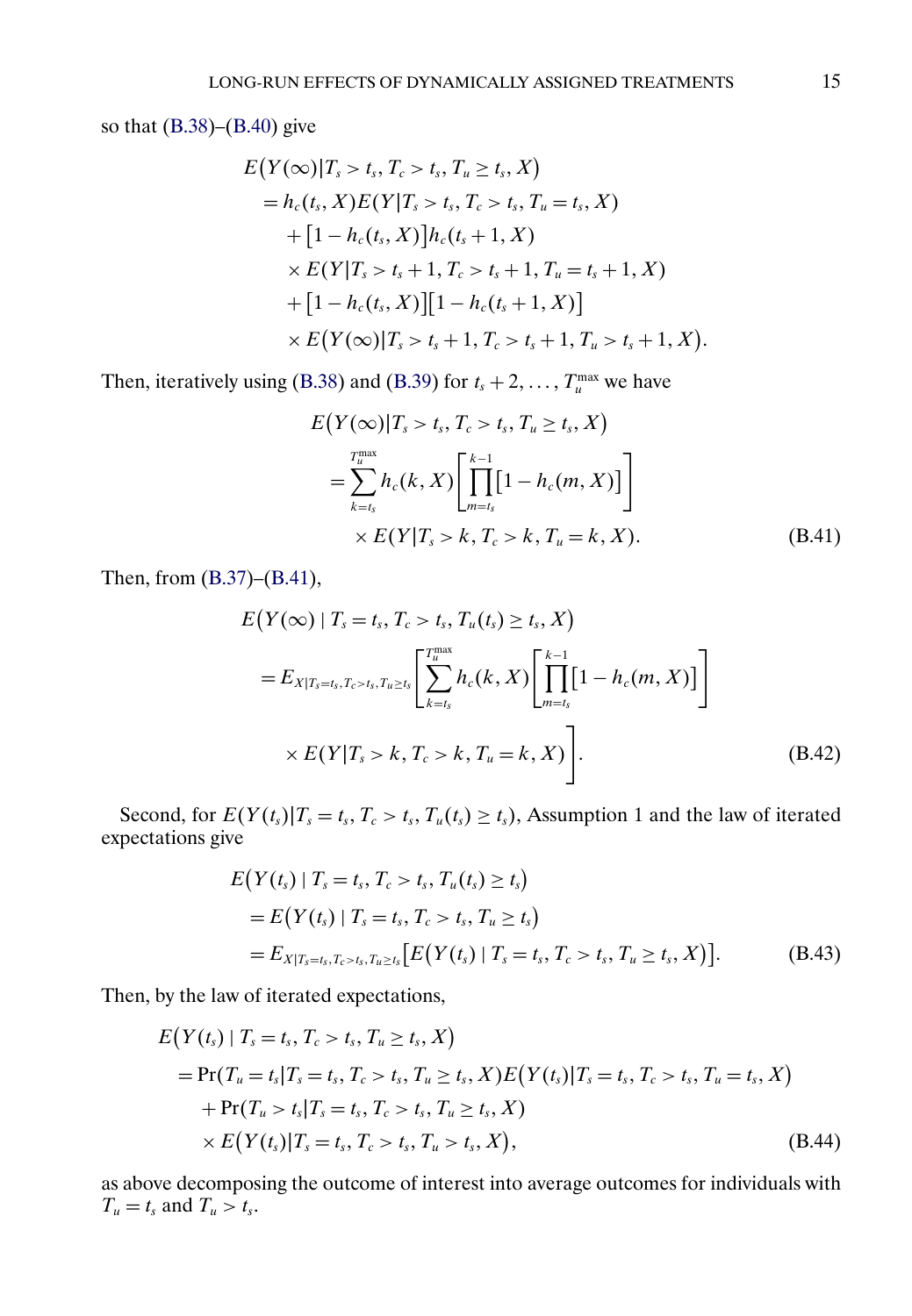so that (B.38)–(B.40) give

$$
\begin{aligned}
&E\big(Y(\infty)|T_s > t_s, T_c > t_s, T_u \geq t_s, X\big) \\
&\quad = h_c(t_s, X) E(Y|T_s > t_s, T_c > t_s, T_u = t_s, X) \\
&\qquad + \big[1 - h_c(t_s, X)\big] h_c(t_s + 1, X) \\
&\qquad \times E(Y|T_s > t_s + 1, T_c > t_s + 1, T_u = t_s + 1, X) \\
&\qquad + \big[1 - h_c(t_s, X)\big]\big[1 - h_c(t_s + 1, X)\big] \\
&\qquad \times E\big(Y(\infty)|T_s > t_s + 1, T_c > t_s + 1, T_u > t_s + 1, X\big).
\end{aligned}
$$

Then, iteratively using (B.38) and (B.39) for $t_s + 2, \dots, T_u^{\max}$ we have

$$
\begin{aligned}
&E\big(Y(\infty)|T_s > t_s, T_c > t_s, T_u \geq t_s, X\big) \\
&\quad = \sum_{k=t_s}^{T_u^{\max}} h_c(k, X) \left[\prod_{m=t_s}^{k-1} \big[1 - h_c(m, X)\big]\right] \\
&\qquad \times E(Y|T_s > k, T_c > k, T_u = k, X).
\end{aligned}
\tag{B.41}
$$

Then, from (B.37)–(B.41),

$$
\begin{aligned}
&E\big(Y(\infty) \mid T_s = t_s, T_c > t_s, T_u(t_s) \geq t_s, X\big) \\
&\quad = E_{X|T_s = t_s, T_c > t_s, T_u \geq t_s}\left[\sum_{k=t_s}^{T_u^{\max}} h_c(k, X) \left[\prod_{m=t_s}^{k-1} \big[1 - h_c(m, X)\big]\right] \right. \\
&\qquad \left. \times E(Y|T_s > k, T_c > k, T_u = k, X)\right].
\end{aligned}
\tag{B.42}
$$

Second, for $E(Y(t_s)|T_s = t_s, T_c > t_s, T_u(t_s) \geq t_s)$, Assumption 1 and the law of iterated expectations give

$$
\begin{aligned}
&E\big(Y(t_s) \mid T_s = t_s, T_c > t_s, T_u(t_s) \geq t_s\big) \\
&\quad = E\big(Y(t_s) \mid T_s = t_s, T_c > t_s, T_u \geq t_s\big) \\
&\quad = E_{X|T_s = t_s, T_c > t_s, T_u \geq t_s}\big[E\big(Y(t_s) \mid T_s = t_s, T_c > t_s, T_u \geq t_s, X\big)\big].
\end{aligned}
\tag{B.43}
$$

Then, by the law of iterated expectations,

$$
\begin{aligned}
&E\big(Y(t_s) \mid T_s = t_s, T_c > t_s, T_u \geq t_s, X\big) \\
&\quad = \Pr(T_u = t_s|T_s = t_s, T_c > t_s, T_u \geq t_s, X) E\big(Y(t_s)|T_s = t_s, T_c > t_s, T_u = t_s, X\big) \\
&\qquad + \Pr(T_u > t_s|T_s = t_s, T_c > t_s, T_u \geq t_s, X) \\
&\qquad \times E\big(Y(t_s)|T_s = t_s, T_c > t_s, T_u > t_s, X\big),
\end{aligned}
\tag{B.44}
$$

as above decomposing the outcome of interest into average outcomes for individuals with $T_u = t_s$ and $T_u > t_s$.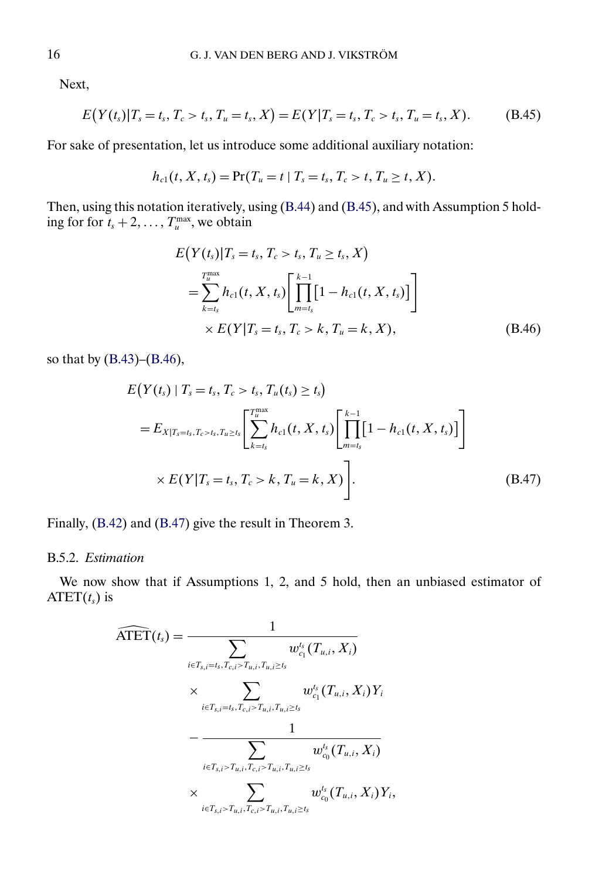Next,

$$E\big(Y(t_s)|T_s = t_s, T_c > t_s, T_u = t_s, X\big) = E(Y|T_s = t_s, T_c > t_s, T_u = t_s, X). \tag{B.45}$$

For sake of presentation, let us introduce some additional auxiliary notation:

$$h_{c1}(t, X, t_s) = \Pr(T_u = t \mid T_s = t_s, T_c > t, T_u \geq t, X).$$

Then, using this notation iteratively, using (B.44) and (B.45), and with Assumption 5 holding for for $t_s + 2, \ldots, T_u^{\max}$, we obtain

$$\begin{aligned}
&E\big(Y(t_s)|T_s = t_s, T_c > t_s, T_u \geq t_s, X\big) \\
&\quad = \sum_{k=t_s}^{T_u^{\max}} h_{c1}(t, X, t_s)\left[\prod_{m=t_s}^{k-1}\big[1 - h_{c1}(t, X, t_s)\big]\right] \\
&\qquad \times E(Y|T_s = t_s, T_c > k, T_u = k, X),
\end{aligned} \tag{B.46}$$

so that by (B.43)–(B.46),

$$\begin{aligned}
&E\big(Y(t_s) \mid T_s = t_s, T_c > t_s, T_u(t_s) \geq t_s\big) \\
&\quad = E_{X|T_s=t_s, T_c>t_s, T_u \geq t_s}\left[\sum_{k=t_s}^{T_u^{\max}} h_{c1}(t, X, t_s)\left[\prod_{m=t_s}^{k-1}\big[1 - h_{c1}(t, X, t_s)\big]\right]\right. \\
&\qquad \left. \times E(Y|T_s = t_s, T_c > k, T_u = k, X)\right].
\end{aligned} \tag{B.47}$$

Finally, (B.42) and (B.47) give the result in Theorem 3.

### B.5.2. *Estimation*

We now show that if Assumptions 1, 2, and 5 hold, then an unbiased estimator of $\text{ATET}(t_s)$ is

$$\begin{aligned}
\widehat{\text{ATET}}(t_s) = {} & \frac{1}{\displaystyle\sum_{i \in T_{s,i}=t_s, T_{c,i}>T_{u,i}, T_{u,i}\geq t_s} w_{c_1}^{t_s}(T_{u,i}, X_i)} \\
& \times \sum_{i \in T_{s,i}=t_s, T_{c,i}>T_{u,i}, T_{u,i}\geq t_s} w_{c_1}^{t_s}(T_{u,i}, X_i) Y_i \\
& - \frac{1}{\displaystyle\sum_{i \in T_{s,i}>T_{u,i}, T_{c,i}>T_{u,i}, T_{u,i}\geq t_s} w_{c_0}^{t_s}(T_{u,i}, X_i)} \\
& \times \sum_{i \in T_{s,i}>T_{u,i}, T_{c,i}>T_{u,i}, T_{u,i}\geq t_s} w_{c_0}^{t_s}(T_{u,i}, X_i) Y_i,
\end{aligned}$$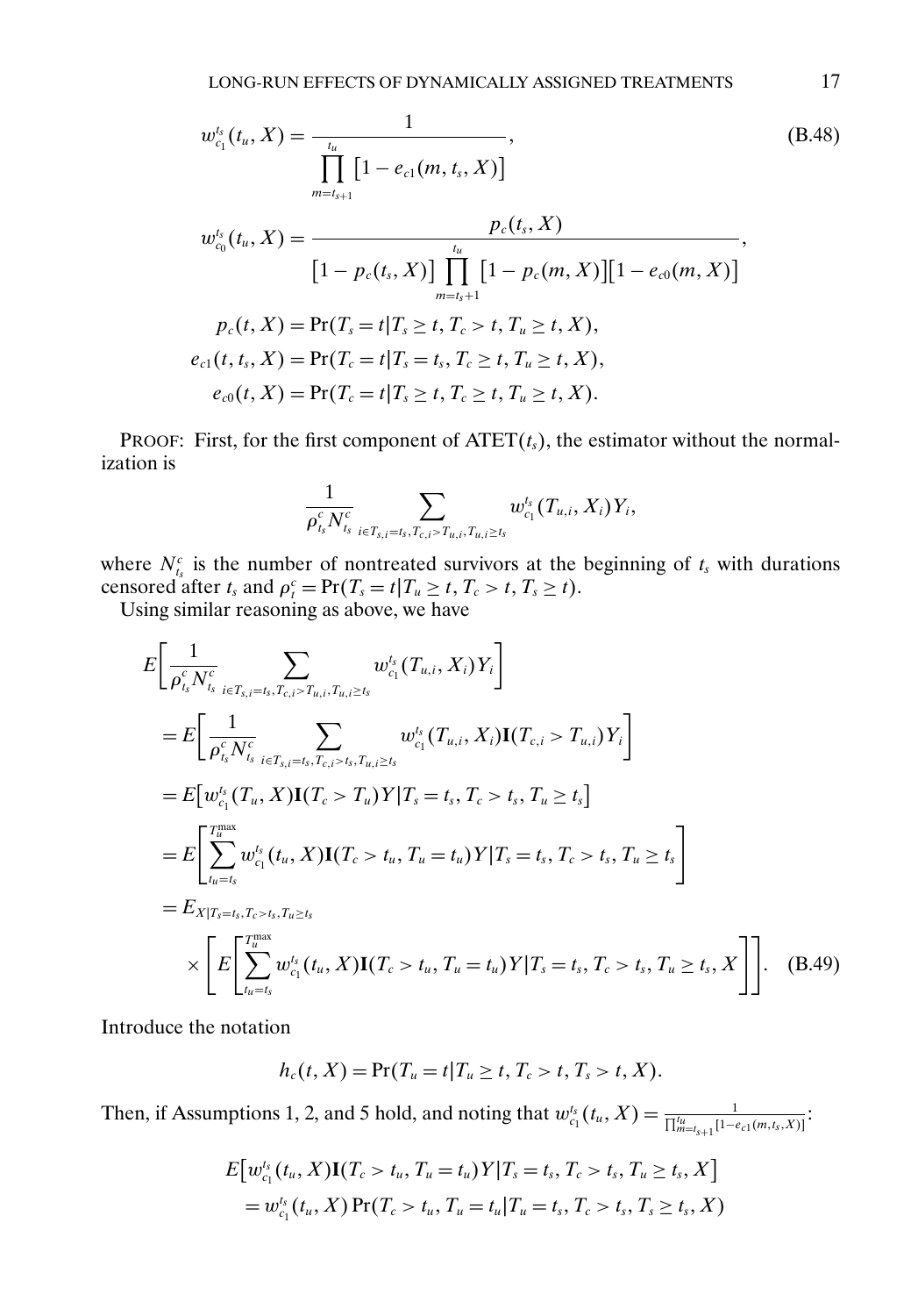$$w_{c_1}^{t_s}(t_u, X) = \frac{1}{\prod_{m=t_{s+1}}^{t_u} \big[1 - e_{c1}(m, t_s, X)\big]}, \tag{B.48}$$

$$w_{c_0}^{t_s}(t_u, X) = \frac{p_c(t_s, X)}{\big[1 - p_c(t_s, X)\big] \prod_{m=t_s+1}^{t_u} \big[1 - p_c(m, X)\big]\big[1 - e_{c0}(m, X)\big]},$$

$$p_c(t, X) = \Pr(T_s = t | T_s \geq t, T_c > t, T_u \geq t, X),$$

$$e_{c1}(t, t_s, X) = \Pr(T_c = t | T_s = t_s, T_c \geq t, T_u \geq t, X),$$

$$e_{c0}(t, X) = \Pr(T_c = t | T_s \geq t, T_c \geq t, T_u \geq t, X).$$

PROOF: First, for the first component of $\text{ATET}(t_s)$, the estimator without the normalization is

$$\frac{1}{\rho_{t_s}^c N_{t_s}^c} \sum_{i \in T_{s,i} = t_s, T_{c,i} > T_{u,i}, T_{u,i} \geq t_s} w_{c_1}^{t_s}(T_{u,i}, X_i) Y_i,$$

where $N_{t_s}^c$ is the number of nontreated survivors at the beginning of $t_s$ with durations censored after $t_s$ and $\rho_t^c = \Pr(T_s = t | T_u \geq t, T_c > t, T_s \geq t)$.

Using similar reasoning as above, we have

$$\begin{aligned}
&E\bigg[\frac{1}{\rho_{t_s}^c N_{t_s}^c} \sum_{i \in T_{s,i} = t_s, T_{c,i} > T_{u,i}, T_{u,i} \geq t_s} w_{c_1}^{t_s}(T_{u,i}, X_i) Y_i\bigg] \\
&= E\bigg[\frac{1}{\rho_{t_s}^c N_{t_s}^c} \sum_{i \in T_{s,i} = t_s, T_{c,i} > t_s, T_{u,i} \geq t_s} w_{c_1}^{t_s}(T_{u,i}, X_i) \mathbf{I}(T_{c,i} > T_{u,i}) Y_i\bigg] \\
&= E\big[w_{c_1}^{t_s}(T_u, X) \mathbf{I}(T_c > T_u) Y | T_s = t_s, T_c > t_s, T_u \geq t_s\big] \\
&= E\Bigg[\sum_{t_u = t_s}^{T_u^{\max}} w_{c_1}^{t_s}(t_u, X) \mathbf{I}(T_c > t_u, T_u = t_u) Y | T_s = t_s, T_c > t_s, T_u \geq t_s\Bigg] \\
&= E_{X | T_s = t_s, T_c > t_s, T_u \geq t_s} \\
&\quad \times \Bigg[E\Bigg[\sum_{t_u = t_s}^{T_u^{\max}} w_{c_1}^{t_s}(t_u, X) \mathbf{I}(T_c > t_u, T_u = t_u) Y | T_s = t_s, T_c > t_s, T_u \geq t_s, X\Bigg]\Bigg].
\end{aligned} \tag{B.49}$$

Introduce the notation

$$h_c(t, X) = \Pr(T_u = t | T_u \geq t, T_c > t, T_s > t, X).$$

Then, if Assumptions 1, 2, and 5 hold, and noting that $w_{c_1}^{t_s}(t_u, X) = \frac{1}{\prod_{m=t_{s+1}}^{t_u} [1 - e_{c1}(m, t_s, X)]}$:

$$\begin{aligned}
&E\big[w_{c_1}^{t_s}(t_u, X) \mathbf{I}(T_c > t_u, T_u = t_u) Y | T_s = t_s, T_c > t_s, T_u \geq t_s, X\big] \\
&= w_{c_1}^{t_s}(t_u, X) \Pr(T_c > t_u, T_u = t_u | T_u = t_s, T_c > t_s, T_s \geq t_s, X)
\end{aligned}$$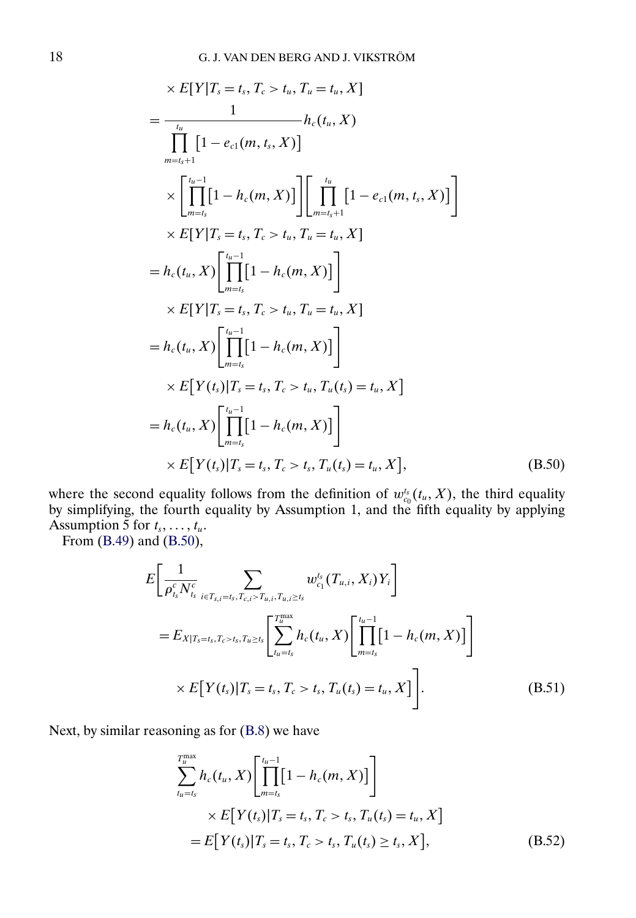$$
\begin{aligned}
&\times E[Y|T_s = t_s, T_c > t_u, T_u = t_u, X] \\
&= \frac{1}{\prod_{m=t_s+1}^{t_u} [1 - e_{c1}(m, t_s, X)]} h_c(t_u, X) \\
&\quad \times \left[\prod_{m=t_s}^{t_u-1} [1 - h_c(m, X)]\right] \left[\prod_{m=t_s+1}^{t_u} [1 - e_{c1}(m, t_s, X)]\right] \\
&\quad \times E[Y|T_s = t_s, T_c > t_u, T_u = t_u, X] \\
&= h_c(t_u, X) \left[\prod_{m=t_s}^{t_u-1} [1 - h_c(m, X)]\right] \\
&\quad \times E[Y|T_s = t_s, T_c > t_u, T_u = t_u, X] \\
&= h_c(t_u, X) \left[\prod_{m=t_s}^{t_u-1} [1 - h_c(m, X)]\right] \\
&\quad \times E\big[Y(t_s)|T_s = t_s, T_c > t_u, T_u(t_s) = t_u, X\big] \\
&= h_c(t_u, X) \left[\prod_{m=t_s}^{t_u-1} [1 - h_c(m, X)]\right] \\
&\quad \times E\big[Y(t_s)|T_s = t_s, T_c > t_s, T_u(t_s) = t_u, X\big],
\end{aligned}
\tag{B.50}
$$

where the second equality follows from the definition of $w_{c_0}^{t_s}(t_u, X)$, the third equality by simplifying, the fourth equality by Assumption 1, and the fifth equality by applying Assumption 5 for $t_s, \ldots, t_u$.

From (B.49) and (B.50),

$$
\begin{aligned}
&E\left[\frac{1}{\rho_{t_s}^c N_{t_s}^c} \sum_{i \in T_{s,i} = t_s, T_{c,i} > T_{u,i}, T_{u,i} \geq t_s} w_{c_1}^{t_s}(T_{u,i}, X_i) Y_i\right] \\
&= E_{X|T_s = t_s, T_c > t_s, T_u \geq t_s}\left[\sum_{t_u = t_s}^{T_u^{\max}} h_c(t_u, X)\left[\prod_{m=t_s}^{t_u-1} [1 - h_c(m, X)]\right]\right. \\
&\quad \left. \times E\big[Y(t_s)|T_s = t_s, T_c > t_s, T_u(t_s) = t_u, X\big]\right].
\end{aligned}
\tag{B.51}
$$

Next, by similar reasoning as for (B.8) we have

$$
\begin{aligned}
&\sum_{t_u = t_s}^{T_u^{\max}} h_c(t_u, X)\left[\prod_{m=t_s}^{t_u-1} [1 - h_c(m, X)]\right] \\
&\quad \times E\big[Y(t_s)|T_s = t_s, T_c > t_s, T_u(t_s) = t_u, X\big] \\
&= E\big[Y(t_s)|T_s = t_s, T_c > t_s, T_u(t_s) \geq t_s, X\big],
\end{aligned}
\tag{B.52}
$$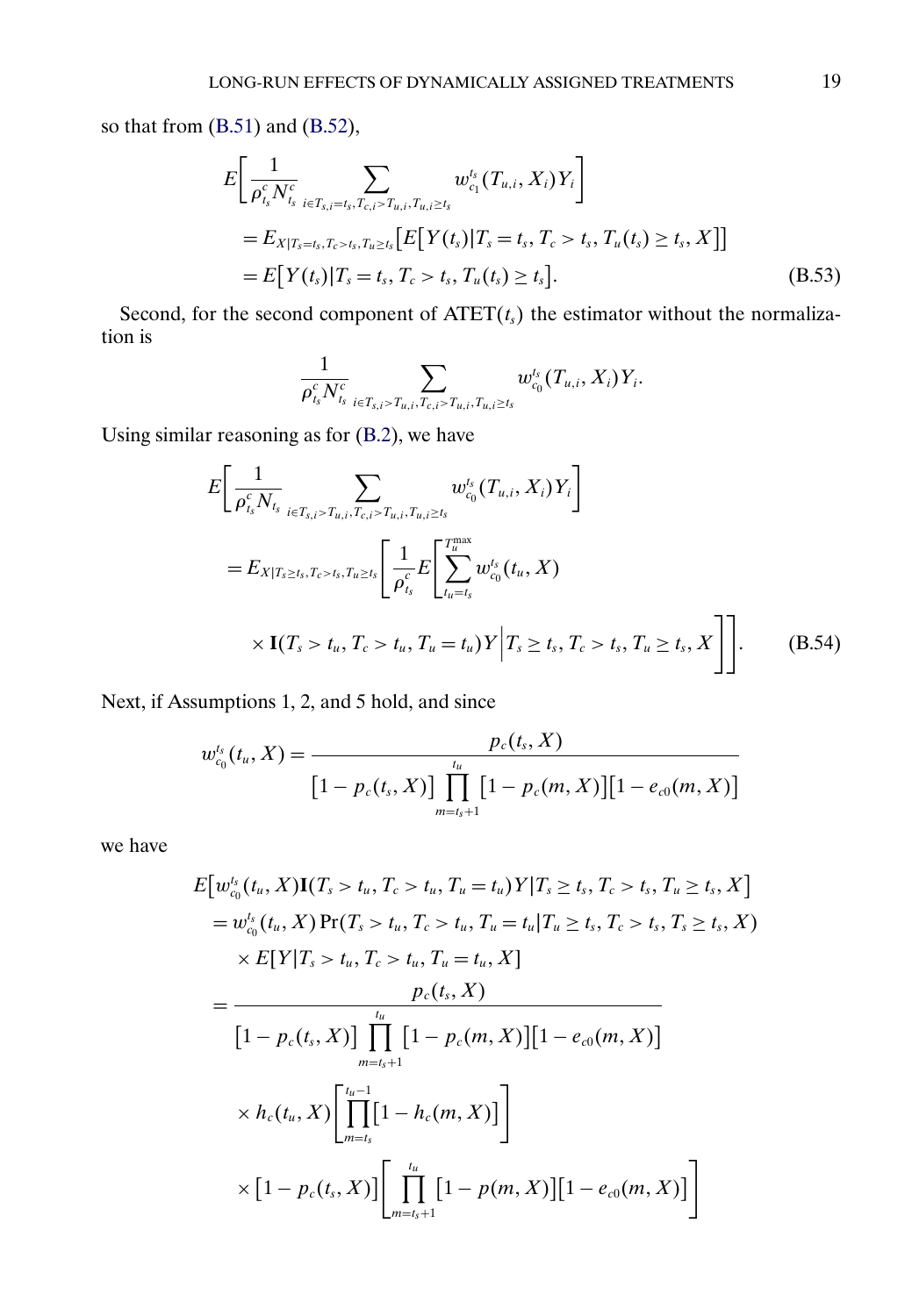so that from (B.51) and (B.52),

$$
\begin{aligned}
&E\left[\frac{1}{\rho_{t_s}^c N_{t_s}^c}\sum_{i\in T_{s,i}=t_s, T_{c,i}>T_{u,i}, T_{u,i}\geq t_s} w_{c_1}^{t_s}(T_{u,i}, X_i)Y_i\right] \\
&= E_{X|T_s=t_s, T_c>t_s, T_u\geq t_s}\big[E\big[Y(t_s)|T_s=t_s, T_c>t_s, T_u(t_s)\geq t_s, X\big]\big] \\
&= E\big[Y(t_s)|T_s=t_s, T_c>t_s, T_u(t_s)\geq t_s\big]. \qquad \text{(B.53)}
\end{aligned}
$$

Second, for the second component of $\text{ATET}(t_s)$ the estimator without the normalization is

$$
\frac{1}{\rho_{t_s}^c N_{t_s}^c}\sum_{i\in T_{s,i}>T_{u,i}, T_{c,i}>T_{u,i}, T_{u,i}\geq t_s} w_{c_0}^{t_s}(T_{u,i}, X_i)Y_i.
$$

Using similar reasoning as for (B.2), we have

$$
\begin{aligned}
&E\left[\frac{1}{\rho_{t_s}^c N_{t_s}}\sum_{i\in T_{s,i}>T_{u,i}, T_{c,i}>T_{u,i}, T_{u,i}\geq t_s} w_{c_0}^{t_s}(T_{u,i}, X_i)Y_i\right] \\
&= E_{X|T_s\geq t_s, T_c>t_s, T_u\geq t_s}\left[\frac{1}{\rho_{t_s}^c}E\left[\sum_{t_u=t_s}^{T_u^{\max}} w_{c_0}^{t_s}(t_u, X)\right.\right. \\
&\qquad \left.\left.\times\, \mathbf{I}(T_s>t_u, T_c>t_u, T_u=t_u)Y\,\Big|\, T_s\geq t_s, T_c>t_s, T_u\geq t_s, X\right]\right]. \qquad \text{(B.54)}
\end{aligned}
$$

Next, if Assumptions 1, 2, and 5 hold, and since

$$
w_{c_0}^{t_s}(t_u, X) = \frac{p_c(t_s, X)}{\big[1-p_c(t_s, X)\big]\prod_{m=t_s+1}^{t_u}\big[1-p_c(m, X)\big]\big[1-e_{c0}(m, X)\big]}
$$

we have

$$
\begin{aligned}
&E\big[w_{c_0}^{t_s}(t_u, X)\mathbf{I}(T_s>t_u, T_c>t_u, T_u=t_u)Y|T_s\geq t_s, T_c>t_s, T_u\geq t_s, X\big] \\
&= w_{c_0}^{t_s}(t_u, X)\Pr(T_s>t_u, T_c>t_u, T_u=t_u|T_u\geq t_s, T_c>t_s, T_s\geq t_s, X) \\
&\quad \times E[Y|T_s>t_u, T_c>t_u, T_u=t_u, X] \\
&= \frac{p_c(t_s, X)}{\big[1-p_c(t_s, X)\big]\prod_{m=t_s+1}^{t_u}\big[1-p_c(m, X)\big]\big[1-e_{c0}(m, X)\big]} \\
&\quad \times h_c(t_u, X)\left[\prod_{m=t_s}^{t_u-1}\big[1-h_c(m, X)\big]\right] \\
&\quad \times \big[1-p_c(t_s, X)\big]\left[\prod_{m=t_s+1}^{t_u}\big[1-p(m, X)\big]\big[1-e_{c0}(m, X)\big]\right]
\end{aligned}
$$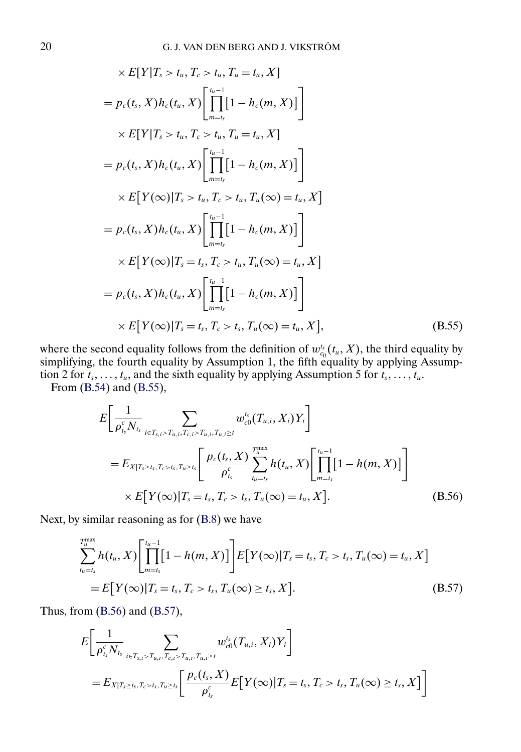$$
\begin{aligned}
&\times E[Y|T_s > t_u, T_c > t_u, T_u = t_u, X] \\
&= p_c(t_s, X) h_c(t_u, X) \left[ \prod_{m=t_s}^{t_u - 1} [1 - h_c(m, X)] \right] \\
&\quad \times E[Y|T_s > t_u, T_c > t_u, T_u = t_u, X] \\
&= p_c(t_s, X) h_c(t_u, X) \left[ \prod_{m=t_s}^{t_u - 1} [1 - h_c(m, X)] \right] \\
&\quad \times E\big[Y(\infty)|T_s > t_u, T_c > t_u, T_u(\infty) = t_u, X\big] \\
&= p_c(t_s, X) h_c(t_u, X) \left[ \prod_{m=t_s}^{t_u - 1} [1 - h_c(m, X)] \right] \\
&\quad \times E\big[Y(\infty)|T_s = t_s, T_c > t_u, T_u(\infty) = t_u, X\big] \\
&= p_c(t_s, X) h_c(t_u, X) \left[ \prod_{m=t_s}^{t_u - 1} [1 - h_c(m, X)] \right] \\
&\quad \times E\big[Y(\infty)|T_s = t_s, T_c > t_s, T_u(\infty) = t_u, X\big],
\end{aligned}
\tag{B.55}
$$

where the second equality follows from the definition of $w_{c_0}^{t_s}(t_u, X)$, the third equality by simplifying, the fourth equality by Assumption 1, the fifth equality by applying Assumption 2 for $t_s, \dots, t_u$, and the sixth equality by applying Assumption 5 for $t_s, \dots, t_u$.

From (B.54) and (B.55),

$$
\begin{aligned}
&E\left[ \frac{1}{\rho_{t_s}^c N_{t_s}} \sum_{i \in T_{s,i} > T_{u,i}, T_{c,i} > T_{u,i}, T_{u,i} \ge t} w_{c0}^{t_s}(T_{u,i}, X_i) Y_i \right] \\
&\quad = E_{X|T_s \ge t_s, T_c > t_s, T_u \ge t_s} \left[ \frac{p_c(t_s, X)}{\rho_{t_s}^c} \sum_{t_u = t_s}^{T_u^{\max}} h(t_u, X) \left[ \prod_{m=t_s}^{t_u - 1} [1 - h(m, X)] \right] \right. \\
&\qquad \left. \times E\big[Y(\infty)|T_s = t_s, T_c > t_s, T_u(\infty) = t_u, X\big] \vphantom{\sum_{t_u = t_s}^{T_u^{\max}}} \right].
\end{aligned}
\tag{B.56}
$$

Next, by similar reasoning as for (B.8) we have

$$
\begin{aligned}
&\sum_{t_u = t_s}^{T_u^{\max}} h(t_u, X) \left[ \prod_{m=t_s}^{t_u - 1} [1 - h(m, X)] \right] E\big[Y(\infty)|T_s = t_s, T_c > t_s, T_u(\infty) = t_u, X\big] \\
&\quad = E\big[Y(\infty)|T_s = t_s, T_c > t_s, T_u(\infty) \ge t_s, X\big].
\end{aligned}
\tag{B.57}
$$

Thus, from (B.56) and (B.57),

$$
\begin{aligned}
&E\left[ \frac{1}{\rho_{t_s}^c N_{t_s}} \sum_{i \in T_{s,i} > T_{u,i}, T_{c,i} > T_{u,i}, T_{u,i} \ge t} w_{c0}^{t_s}(T_{u,i}, X_i) Y_i \right] \\
&\quad = E_{X|T_s \ge t_s, T_c > t_s, T_u \ge t_s} \left[ \frac{p_c(t_s, X)}{\rho_{t_s}^c} E\big[Y(\infty)|T_s = t_s, T_c > t_s, T_u(\infty) \ge t_s, X\big] \right]
\end{aligned}
$$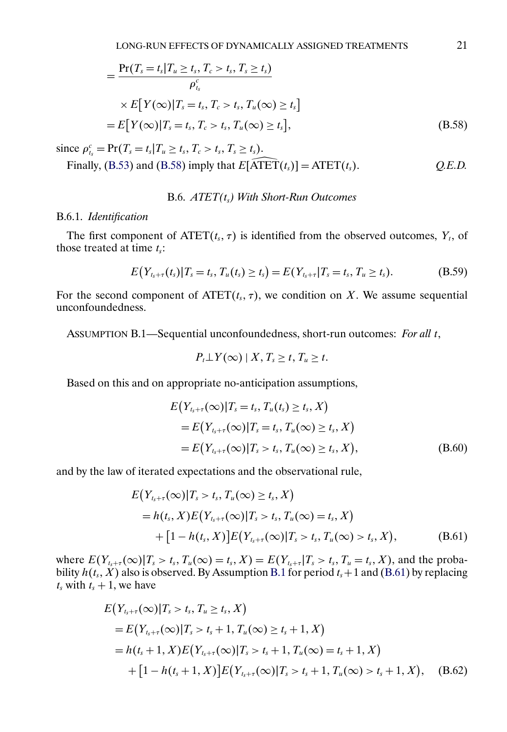$$
\begin{aligned}
&= \frac{\Pr(T_s = t_s | T_u \geq t_s, T_c > t_s, T_s \geq t_s)}{\rho^c_{t_s}} \\
&\quad \times E\big[Y(\infty) | T_s = t_s, T_c > t_s, T_u(\infty) \geq t_s\big] \\
&= E\big[Y(\infty) | T_s = t_s, T_c > t_s, T_u(\infty) \geq t_s\big],
\end{aligned} \tag{B.58}
$$

since $\rho^c_{t_s} = \Pr(T_s = t_s | T_u \geq t_s, T_c > t_s, T_s \geq t_s)$.

Finally, (B.53) and (B.58) imply that $E[\widehat{\text{ATET}}(t_s)] = \text{ATET}(t_s)$. *Q.E.D.*

### B.6. *ATET($t_s$) With Short-Run Outcomes*

#### B.6.1. *Identification*

The first component of $\text{ATET}(t_s, \tau)$ is identified from the observed outcomes, $Y_t$, of those treated at time $t_s$:

$$
E\big(Y_{t_s+\tau}(t_s) | T_s = t_s, T_u(t_s) \geq t_s\big) = E(Y_{t_s+\tau} | T_s = t_s, T_u \geq t_s). \tag{B.59}
$$

For the second component of $\text{ATET}(t_s, \tau)$, we condition on $X$. We assume sequential unconfoundedness.

ASSUMPTION B.1—Sequential unconfoundedness, short-run outcomes: *For all* $t$,

$$
P_t \perp Y(\infty) \mid X, T_s \geq t, T_u \geq t.
$$

Based on this and on appropriate no-anticipation assumptions,

$$
\begin{aligned}
&E\big(Y_{t_s+\tau}(\infty) | T_s = t_s, T_u(t_s) \geq t_s, X\big) \\
&\quad = E\big(Y_{t_s+\tau}(\infty) | T_s = t_s, T_u(\infty) \geq t_s, X\big) \\
&\quad = E\big(Y_{t_s+\tau}(\infty) | T_s > t_s, T_u(\infty) \geq t_s, X\big),
\end{aligned} \tag{B.60}
$$

and by the law of iterated expectations and the observational rule,

$$
\begin{aligned}
&E\big(Y_{t_s+\tau}(\infty) | T_s > t_s, T_u(\infty) \geq t_s, X\big) \\
&\quad = h(t_s, X) E\big(Y_{t_s+\tau}(\infty) | T_s > t_s, T_u(\infty) = t_s, X\big) \\
&\qquad + \big[1 - h(t_s, X)\big] E\big(Y_{t_s+\tau}(\infty) | T_s > t_s, T_u(\infty) > t_s, X\big),
\end{aligned} \tag{B.61}
$$

where $E(Y_{t_s+\tau}(\infty) | T_s > t_s, T_u(\infty) = t_s, X) = E(Y_{t_s+\tau} | T_s > t_s, T_u = t_s, X)$, and the probability $h(t_s, X)$ also is observed. By Assumption B.1 for period $t_s + 1$ and (B.61) by replacing $t_s$ with $t_s + 1$, we have

$$
\begin{aligned}
&E\big(Y_{t_s+\tau}(\infty) | T_s > t_s, T_u \geq t_s, X\big) \\
&\quad = E\big(Y_{t_s+\tau}(\infty) | T_s > t_s + 1, T_u(\infty) \geq t_s + 1, X\big) \\
&\quad = h(t_s + 1, X) E\big(Y_{t_s+\tau}(\infty) | T_s > t_s + 1, T_u(\infty) = t_s + 1, X\big) \\
&\qquad + \big[1 - h(t_s + 1, X)\big] E\big(Y_{t_s+\tau}(\infty) | T_s > t_s + 1, T_u(\infty) > t_s + 1, X\big),
\end{aligned} \tag{B.62}
$$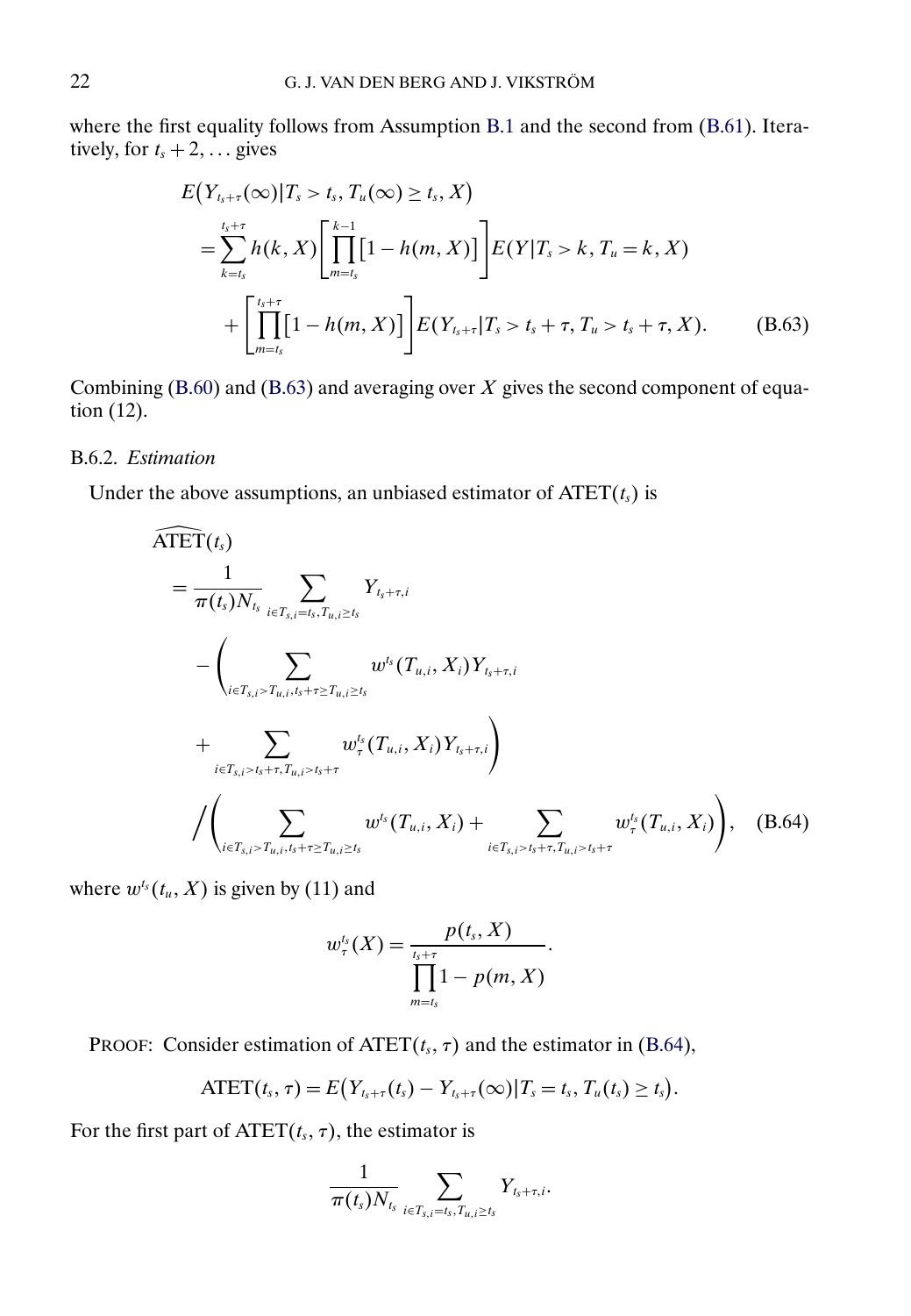where the first equality follows from Assumption B.1 and the second from (B.61). Iteratively, for $t_s+2,\dots$ gives

$$
\begin{aligned}
&E\big(Y_{t_s+\tau}(\infty)|T_s>t_s, T_u(\infty)\geq t_s, X\big)\\
&\quad=\sum_{k=t_s}^{t_s+\tau} h(k,X)\left[\prod_{m=t_s}^{k-1}[1-h(m,X)]\right]E(Y|T_s>k, T_u=k, X)\\
&\qquad+\left[\prod_{m=t_s}^{t_s+\tau}[1-h(m,X)]\right]E(Y_{t_s+\tau}|T_s>t_s+\tau, T_u>t_s+\tau, X). \qquad \text{(B.63)}
\end{aligned}
$$

Combining (B.60) and (B.63) and averaging over $X$ gives the second component of equation (12).

### B.6.2. *Estimation*

Under the above assumptions, an unbiased estimator of $\text{ATET}(t_s)$ is

$$
\begin{aligned}
&\widehat{\text{ATET}}(t_s)\\
&\quad=\frac{1}{\pi(t_s)N_{t_s}}\sum_{i\in T_{s,i}=t_s, T_{u,i}\geq t_s} Y_{t_s+\tau,i}\\
&\qquad-\left(\sum_{i\in T_{s,i}>T_{u,i}, t_s+\tau\geq T_{u,i}\geq t_s} w^{t_s}(T_{u,i},X_i)Y_{t_s+\tau,i}\right.\\
&\qquad+\left.\sum_{i\in T_{s,i}>t_s+\tau, T_{u,i}>t_s+\tau} w_\tau^{t_s}(T_{u,i},X_i)Y_{t_s+\tau,i}\right)\\
&\qquad\bigg/\left(\sum_{i\in T_{s,i}>T_{u,i}, t_s+\tau\geq T_{u,i}\geq t_s} w^{t_s}(T_{u,i},X_i)+\sum_{i\in T_{s,i}>t_s+\tau, T_{u,i}>t_s+\tau} w_\tau^{t_s}(T_{u,i},X_i)\right), \qquad \text{(B.64)}
\end{aligned}
$$

where $w^{t_s}(t_u,X)$ is given by (11) and

$$
w_\tau^{t_s}(X)=\frac{p(t_s,X)}{\prod_{m=t_s}^{t_s+\tau}1-p(m,X)}.
$$

PROOF: Consider estimation of $\text{ATET}(t_s,\tau)$ and the estimator in (B.64),

$$
\text{ATET}(t_s,\tau)=E\big(Y_{t_s+\tau}(t_s)-Y_{t_s+\tau}(\infty)|T_s=t_s, T_u(t_s)\geq t_s\big).
$$

For the first part of $\text{ATET}(t_s,\tau)$, the estimator is

$$
\frac{1}{\pi(t_s)N_{t_s}}\sum_{i\in T_{s,i}=t_s, T_{u,i}\geq t_s} Y_{t_s+\tau,i}.
$$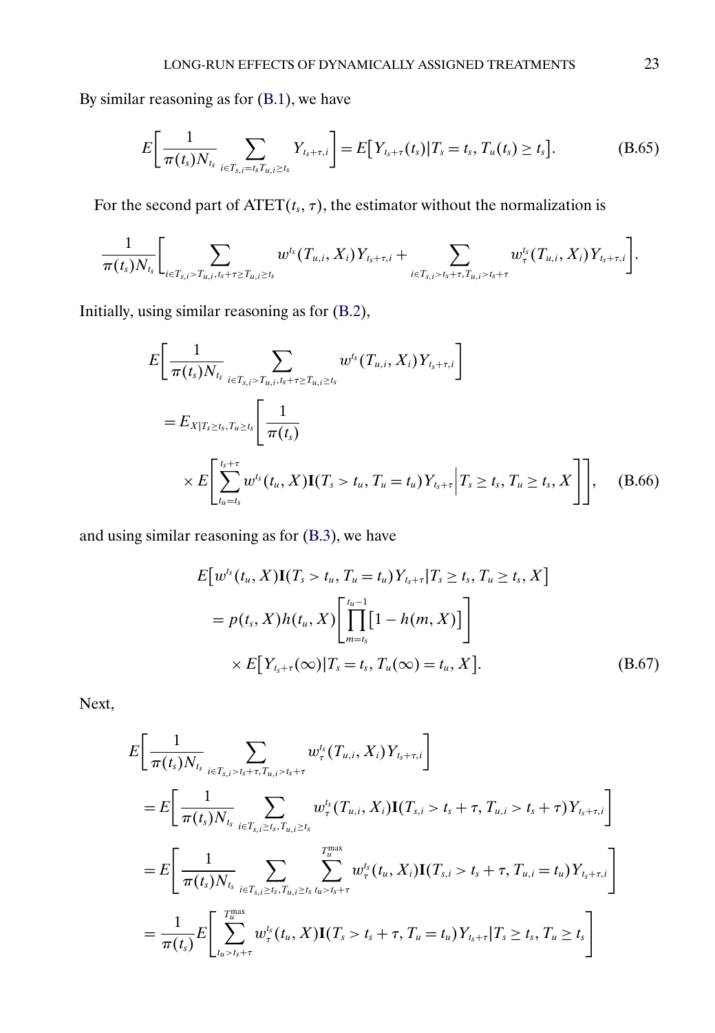By similar reasoning as for (B.1), we have

$$E\left[\frac{1}{\pi(t_s)N_{t_s}}\sum_{i\in T_{s,i}=t_s T_{u,i}\geq t_s} Y_{t_s+\tau,i}\right] = E\left[Y_{t_s+\tau}(t_s)|T_s=t_s, T_u(t_s)\geq t_s\right]. \tag{B.65}$$

For the second part of $\text{ATET}(t_s,\tau)$, the estimator without the normalization is

$$\frac{1}{\pi(t_s)N_{t_s}}\left[\sum_{i\in T_{s,i}>T_{u,i}, t_s+\tau\geq T_{u,i}\geq t_s} w^{t_s}(T_{u,i},X_i)Y_{t_s+\tau,i} + \sum_{i\in T_{s,i}>t_s+\tau, T_{u,i}>t_s+\tau} w_\tau^{t_s}(T_{u,i},X_i)Y_{t_s+\tau,i}\right].$$

Initially, using similar reasoning as for (B.2),

$$\begin{aligned}
&E\left[\frac{1}{\pi(t_s)N_{t_s}}\sum_{i\in T_{s,i}>T_{u,i}, t_s+\tau\geq T_{u,i}\geq t_s} w^{t_s}(T_{u,i},X_i)Y_{t_s+\tau,i}\right] \\
&\quad = E_{X|T_s\geq t_s, T_u\geq t_s}\left[\frac{1}{\pi(t_s)}\right. \\
&\qquad \left.\times E\left[\sum_{t_u=t_s}^{t_s+\tau} w^{t_s}(t_u,X)\mathbf{I}(T_s>t_u, T_u=t_u)Y_{t_s+\tau}\middle| T_s\geq t_s, T_u\geq t_s, X\right]\right],
\end{aligned} \tag{B.66}$$

and using similar reasoning as for (B.3), we have

$$\begin{aligned}
&E\left[w^{t_s}(t_u,X)\mathbf{I}(T_s>t_u, T_u=t_u)Y_{t_s+\tau}|T_s\geq t_s, T_u\geq t_s, X\right] \\
&\quad = p(t_s,X)h(t_u,X)\left[\prod_{m=t_s}^{t_u-1}\left[1-h(m,X)\right]\right] \\
&\qquad \times E\left[Y_{t_s+\tau}(\infty)|T_s=t_s, T_u(\infty)=t_u, X\right].
\end{aligned} \tag{B.67}$$

Next,

$$\begin{aligned}
&E\left[\frac{1}{\pi(t_s)N_{t_s}}\sum_{i\in T_{s,i}>t_s+\tau, T_{u,i}>t_s+\tau} w_\tau^{t_s}(T_{u,i},X_i)Y_{t_s+\tau,i}\right] \\
&\quad = E\left[\frac{1}{\pi(t_s)N_{t_s}}\sum_{i\in T_{s,i}\geq t_s, T_{u,i}\geq t_s} w_\tau^{t_s}(T_{u,i},X_i)\mathbf{I}(T_{s,i}>t_s+\tau, T_{u,i}>t_s+\tau)Y_{t_s+\tau,i}\right] \\
&\quad = E\left[\frac{1}{\pi(t_s)N_{t_s}}\sum_{i\in T_{s,i}\geq t_s, T_{u,i}\geq t_s}\sum_{t_u>t_s+\tau}^{T_u^{\max}} w_\tau^{t_s}(t_u,X_i)\mathbf{I}(T_{s,i}>t_s+\tau, T_{u,i}=t_u)Y_{t_s+\tau,i}\right] \\
&\quad = \frac{1}{\pi(t_s)}E\left[\sum_{t_u>t_s+\tau}^{T_u^{\max}} w_\tau^{t_s}(t_u,X)\mathbf{I}(T_s>t_s+\tau, T_u=t_u)Y_{t_s+\tau}|T_s\geq t_s, T_u\geq t_s\right]
\end{aligned}$$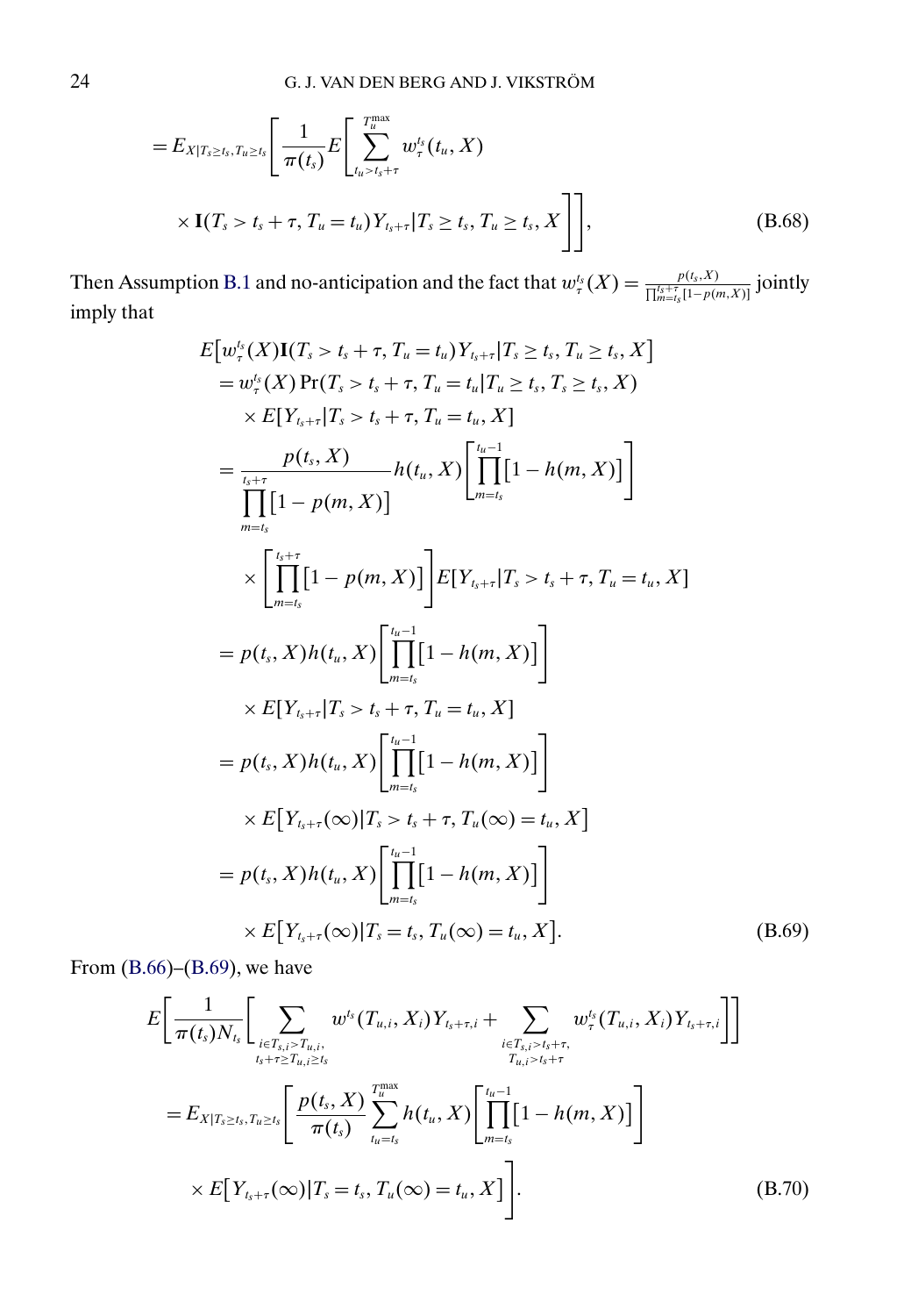$$
= E_{X|T_s \geq t_s, T_u \geq t_s}\left[\frac{1}{\pi(t_s)} E\left[\sum_{t_u > t_s+\tau}^{T_u^{\max}} w_\tau^{t_s}(t_u, X) \right.\right.
$$

$$
\left.\left. \times \mathbf{I}(T_s > t_s + \tau, T_u = t_u) Y_{t_s+\tau} | T_s \geq t_s, T_u \geq t_s, X\right]\right], \tag{B.68}
$$

Then Assumption B.1 and no-anticipation and the fact that $w_\tau^{t_s}(X) = \frac{p(t_s,X)}{\prod_{m=t_s}^{t_s+\tau}[1-p(m,X)]}$ jointly imply that

$$
\begin{aligned}
& E\left[w_\tau^{t_s}(X)\mathbf{I}(T_s > t_s + \tau, T_u = t_u)Y_{t_s+\tau} | T_s \geq t_s, T_u \geq t_s, X\right] \\
&\quad = w_\tau^{t_s}(X)\Pr(T_s > t_s + \tau, T_u = t_u | T_u \geq t_s, T_s \geq t_s, X) \\
&\quad\quad \times E[Y_{t_s+\tau} | T_s > t_s + \tau, T_u = t_u, X] \\
&\quad = \frac{p(t_s, X)}{\displaystyle\prod_{m=t_s}^{t_s+\tau}[1-p(m,X)]} h(t_u, X)\left[\prod_{m=t_s}^{t_u-1}[1-h(m,X)]\right] \\
&\quad\quad \times \left[\prod_{m=t_s}^{t_s+\tau}[1-p(m,X)]\right] E[Y_{t_s+\tau} | T_s > t_s + \tau, T_u = t_u, X] \\
&\quad = p(t_s, X)h(t_u, X)\left[\prod_{m=t_s}^{t_u-1}[1-h(m,X)]\right] \\
&\quad\quad \times E[Y_{t_s+\tau} | T_s > t_s + \tau, T_u = t_u, X] \\
&\quad = p(t_s, X)h(t_u, X)\left[\prod_{m=t_s}^{t_u-1}[1-h(m,X)]\right] \\
&\quad\quad \times E\left[Y_{t_s+\tau}(\infty) | T_s > t_s + \tau, T_u(\infty) = t_u, X\right] \\
&\quad = p(t_s, X)h(t_u, X)\left[\prod_{m=t_s}^{t_u-1}[1-h(m,X)]\right] \\
&\quad\quad \times E\left[Y_{t_s+\tau}(\infty) | T_s = t_s, T_u(\infty) = t_u, X\right].
\end{aligned} \tag{B.69}
$$

From (B.66)–(B.69), we have

$$
\begin{aligned}
& E\left[\frac{1}{\pi(t_s)N_{t_s}}\left[\sum_{\substack{i \in T_{s,i} > T_{u,i}, \\ t_s+\tau \geq T_{u,i} \geq t_s}} w^{t_s}(T_{u,i}, X_i)Y_{t_s+\tau,i} + \sum_{\substack{i \in T_{s,i} > t_s+\tau, \\ T_{u,i} > t_s+\tau}} w_\tau^{t_s}(T_{u,i}, X_i)Y_{t_s+\tau,i}\right]\right] \\
&\quad = E_{X|T_s \geq t_s, T_u \geq t_s}\left[\frac{p(t_s, X)}{\pi(t_s)} \sum_{t_u=t_s}^{T_u^{\max}} h(t_u, X)\left[\prod_{m=t_s}^{t_u-1}[1-h(m,X)]\right]\right. \\
&\quad\quad \left. \times E\left[Y_{t_s+\tau}(\infty) | T_s = t_s, T_u(\infty) = t_u, X\right]\right].
\end{aligned} \tag{B.70}
$$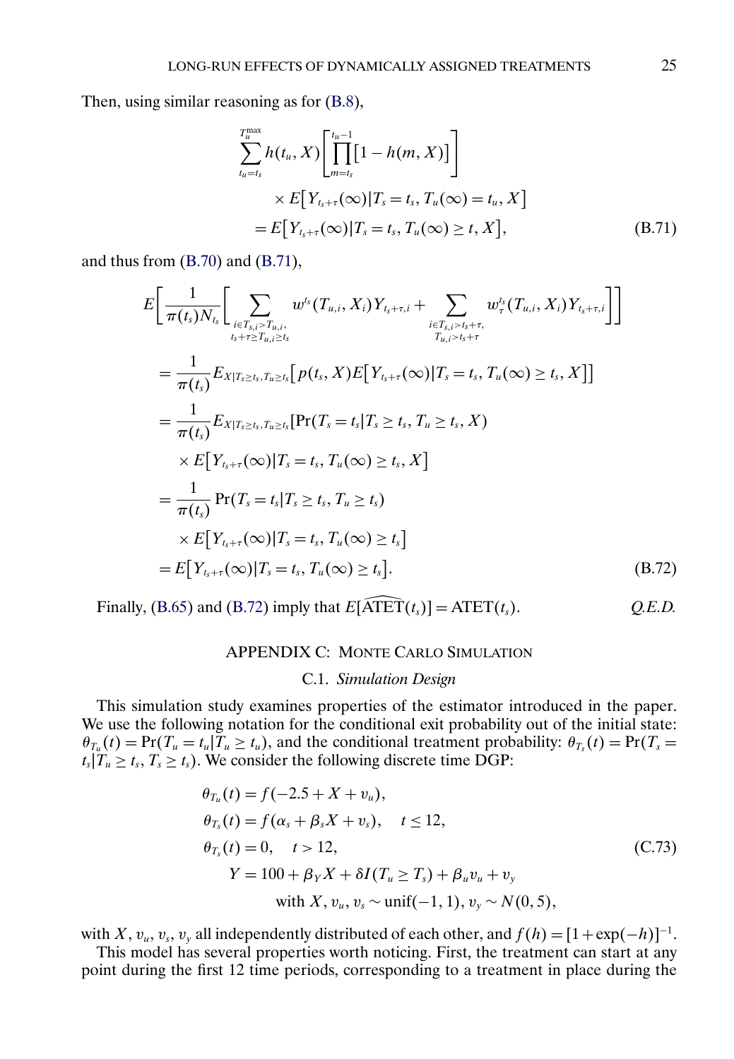Then, using similar reasoning as for (B.8),

$$
\begin{aligned}
&\sum_{t_u=t_s}^{T_u^{\max}} h(t_u, X)\left[\prod_{m=t_s}^{t_u-1}\big[1-h(m,X)\big]\right] \\
&\qquad \times E\big[Y_{t_s+\tau}(\infty)|T_s=t_s, T_u(\infty)=t_u, X\big] \\
&\quad = E\big[Y_{t_s+\tau}(\infty)|T_s=t_s, T_u(\infty)\geq t, X\big],
\end{aligned} \tag{B.71}
$$

and thus from (B.70) and (B.71),

$$
\begin{aligned}
&E\left[\frac{1}{\pi(t_s)N_{t_s}}\left[\sum_{\substack{i\in T_{s,i}>T_{u,i},\\ t_s+\tau\geq T_{u,i}\geq t_s}} w^{t_s}(T_{u,i},X_i)Y_{t_s+\tau,i}+\sum_{\substack{i\in T_{s,i}>t_s+\tau,\\ T_{u,i}>t_s+\tau}} w_\tau^{t_s}(T_{u,i},X_i)Y_{t_s+\tau,i}\right]\right] \\
&\quad = \frac{1}{\pi(t_s)}E_{X|T_s\geq t_s, T_u\geq t_s}\big[p(t_s,X)E\big[Y_{t_s+\tau}(\infty)|T_s=t_s, T_u(\infty)\geq t_s, X\big]\big] \\
&\quad = \frac{1}{\pi(t_s)}E_{X|T_s\geq t_s, T_u\geq t_s}\big[\Pr(T_s=t_s|T_s\geq t_s, T_u\geq t_s, X) \\
&\qquad \times E\big[Y_{t_s+\tau}(\infty)|T_s=t_s, T_u(\infty)\geq t_s, X\big] \\
&\quad = \frac{1}{\pi(t_s)}\Pr(T_s=t_s|T_s\geq t_s, T_u\geq t_s) \\
&\qquad \times E\big[Y_{t_s+\tau}(\infty)|T_s=t_s, T_u(\infty)\geq t_s\big] \\
&\quad = E\big[Y_{t_s+\tau}(\infty)|T_s=t_s, T_u(\infty)\geq t_s\big].
\end{aligned} \tag{B.72}
$$

Finally, (B.65) and (B.72) imply that $E[\widehat{\text{ATET}}(t_s)]=\text{ATET}(t_s)$. *Q.E.D.*

## APPENDIX C: MONTE CARLO SIMULATION

### C.1. *Simulation Design*

This simulation study examines properties of the estimator introduced in the paper. We use the following notation for the conditional exit probability out of the initial state: $\theta_{T_u}(t)=\Pr(T_u=t_u|T_u\geq t_u)$, and the conditional treatment probability: $\theta_{T_s}(t)=\Pr(T_s=t_s|T_u\geq t_s, T_s\geq t_s)$. We consider the following discrete time DGP:

$$
\begin{aligned}
\theta_{T_u}(t) &= f(-2.5+X+v_u), \\
\theta_{T_s}(t) &= f(\alpha_s+\beta_s X+v_s), \quad t\leq 12, \\
\theta_{T_s}(t) &= 0, \quad t>12, \\
Y &= 100+\beta_Y X+\delta I(T_u\geq T_s)+\beta_u v_u+v_y \\
&\qquad \text{with } X, v_u, v_s\sim \text{unif}(-1,1),\ v_y\sim N(0,5),
\end{aligned} \tag{C.73}
$$

with $X$, $v_u$, $v_s$, $v_y$ all independently distributed of each other, and $f(h)=[1+\exp(-h)]^{-1}$.

This model has several properties worth noticing. First, the treatment can start at any point during the first 12 time periods, corresponding to a treatment in place during the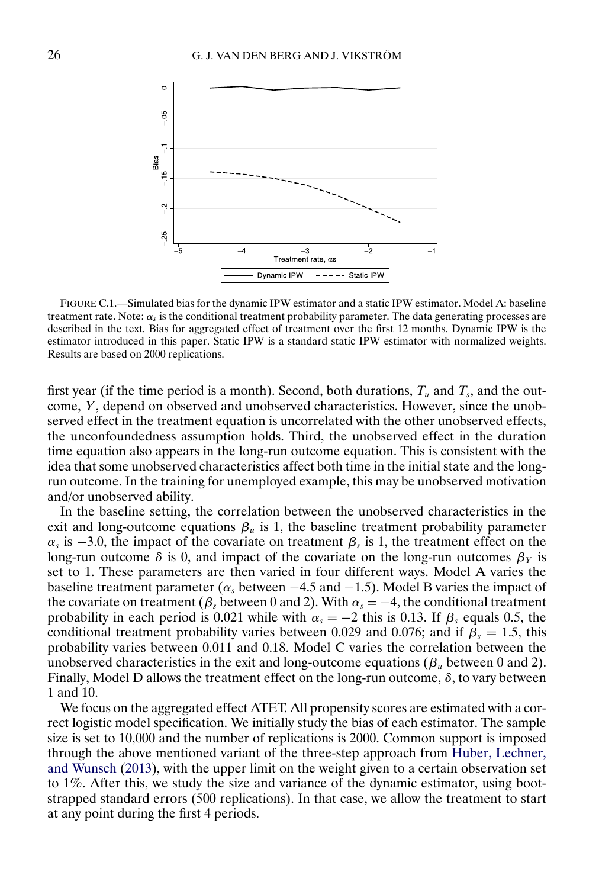FIGURE C.1.—Simulated bias for the dynamic IPW estimator and a static IPW estimator. Model A: baseline treatment rate. Note: $\alpha_s$ is the conditional treatment probability parameter. The data generating processes are described in the text. Bias for aggregated effect of treatment over the first 12 months. Dynamic IPW is the estimator introduced in this paper. Static IPW is a standard static IPW estimator with normalized weights. Results are based on 2000 replications.

first year (if the time period is a month). Second, both durations, $T_u$ and $T_s$, and the outcome, $Y$, depend on observed and unobserved characteristics. However, since the unobserved effect in the treatment equation is uncorrelated with the other unobserved effects, the unconfoundedness assumption holds. Third, the unobserved effect in the duration time equation also appears in the long-run outcome equation. This is consistent with the idea that some unobserved characteristics affect both time in the initial state and the long-run outcome. In the training for unemployed example, this may be unobserved motivation and/or unobserved ability.

In the baseline setting, the correlation between the unobserved characteristics in the exit and long-outcome equations $\beta_u$ is 1, the baseline treatment probability parameter $\alpha_s$ is $-3.0$, the impact of the covariate on treatment $\beta_s$ is 1, the treatment effect on the long-run outcome $\delta$ is 0, and impact of the covariate on the long-run outcomes $\beta_Y$ is set to 1. These parameters are then varied in four different ways. Model A varies the baseline treatment parameter ($\alpha_s$ between $-4.5$ and $-1.5$). Model B varies the impact of the covariate on treatment ($\beta_s$ between 0 and 2). With $\alpha_s = -4$, the conditional treatment probability in each period is 0.021 while with $\alpha_s = -2$ this is 0.13. If $\beta_s$ equals 0.5, the conditional treatment probability varies between 0.029 and 0.076; and if $\beta_s = 1.5$, this probability varies between 0.011 and 0.18. Model C varies the correlation between the unobserved characteristics in the exit and long-outcome equations ($\beta_u$ between 0 and 2). Finally, Model D allows the treatment effect on the long-run outcome, $\delta$, to vary between 1 and 10.

We focus on the aggregated effect ATET. All propensity scores are estimated with a correct logistic model specification. We initially study the bias of each estimator. The sample size is set to 10,000 and the number of replications is 2000. Common support is imposed through the above mentioned variant of the three-step approach from Huber, Lechner, and Wunsch (2013), with the upper limit on the weight given to a certain observation set to 1%. After this, we study the size and variance of the dynamic estimator, using bootstrapped standard errors (500 replications). In that case, we allow the treatment to start at any point during the first 4 periods.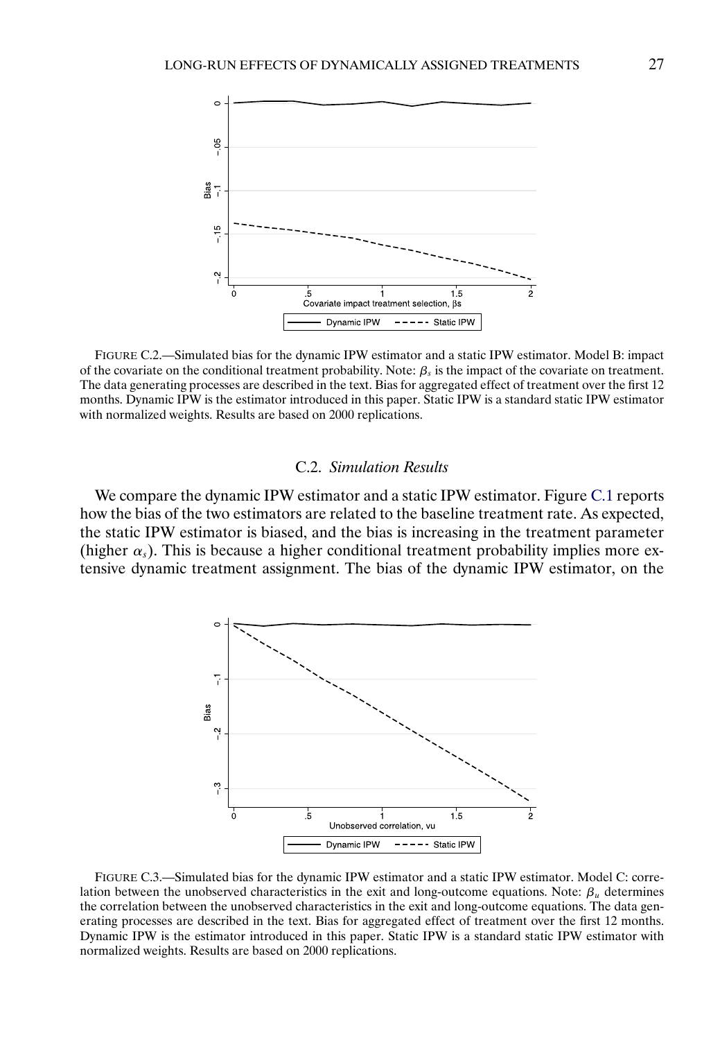FIGURE C.2.—Simulated bias for the dynamic IPW estimator and a static IPW estimator. Model B: impact of the covariate on the conditional treatment probability. Note: $\beta_s$ is the impact of the covariate on treatment. The data generating processes are described in the text. Bias for aggregated effect of treatment over the first 12 months. Dynamic IPW is the estimator introduced in this paper. Static IPW is a standard static IPW estimator with normalized weights. Results are based on 2000 replications.

## C.2. *Simulation Results*

We compare the dynamic IPW estimator and a static IPW estimator. Figure C.1 reports how the bias of the two estimators are related to the baseline treatment rate. As expected, the static IPW estimator is biased, and the bias is increasing in the treatment parameter (higher $\alpha_s$). This is because a higher conditional treatment probability implies more extensive dynamic treatment assignment. The bias of the dynamic IPW estimator, on the

FIGURE C.3.—Simulated bias for the dynamic IPW estimator and a static IPW estimator. Model C: correlation between the unobserved characteristics in the exit and long-outcome equations. Note: $\beta_u$ determines the correlation between the unobserved characteristics in the exit and long-outcome equations. The data generating processes are described in the text. Bias for aggregated effect of treatment over the first 12 months. Dynamic IPW is the estimator introduced in this paper. Static IPW is a standard static IPW estimator with normalized weights. Results are based on 2000 replications.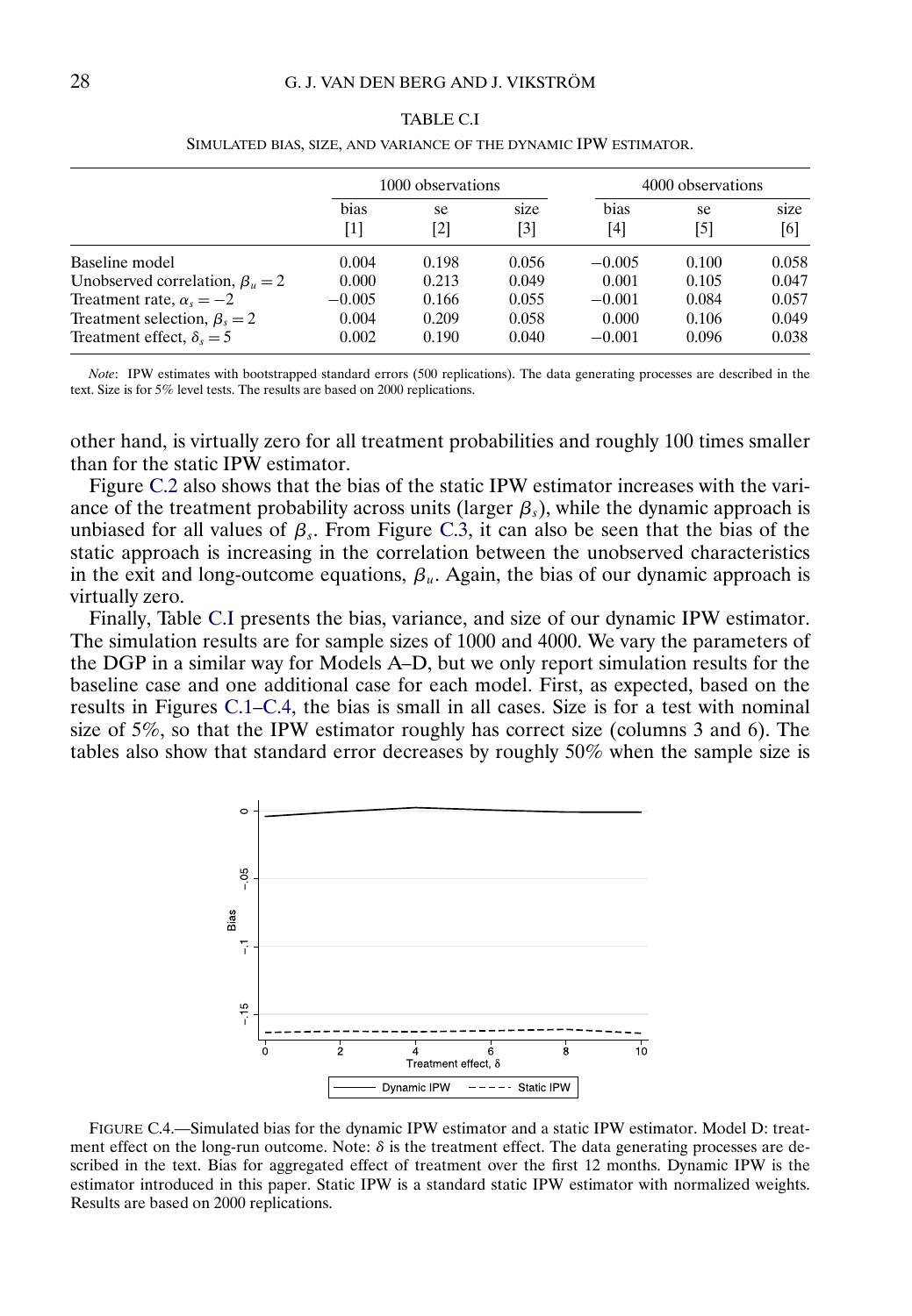TABLE C.I

SIMULATED BIAS, SIZE, AND VARIANCE OF THE DYNAMIC IPW ESTIMATOR.

| | 1000 observations | | | 4000 observations | | |
|---|---|---|---|---|---|---|
| | bias [1] | se [2] | size [3] | bias [4] | se [5] | size [6] |
| Baseline model | 0.004 | 0.198 | 0.056 | −0.005 | 0.100 | 0.058 |
| Unobserved correlation, $\beta_u = 2$ | 0.000 | 0.213 | 0.049 | 0.001 | 0.105 | 0.047 |
| Treatment rate, $\alpha_s = -2$ | −0.005 | 0.166 | 0.055 | −0.001 | 0.084 | 0.057 |
| Treatment selection, $\beta_s = 2$ | 0.004 | 0.209 | 0.058 | 0.000 | 0.106 | 0.049 |
| Treatment effect, $\delta_s = 5$ | 0.002 | 0.190 | 0.040 | −0.001 | 0.096 | 0.038 |

*Note*: IPW estimates with bootstrapped standard errors (500 replications). The data generating processes are described in the text. Size is for 5% level tests. The results are based on 2000 replications.

other hand, is virtually zero for all treatment probabilities and roughly 100 times smaller than for the static IPW estimator.

Figure C.2 also shows that the bias of the static IPW estimator increases with the variance of the treatment probability across units (larger $\beta_s$), while the dynamic approach is unbiased for all values of $\beta_s$. From Figure C.3, it can also be seen that the bias of the static approach is increasing in the correlation between the unobserved characteristics in the exit and long-outcome equations, $\beta_u$. Again, the bias of our dynamic approach is virtually zero.

Finally, Table C.I presents the bias, variance, and size of our dynamic IPW estimator. The simulation results are for sample sizes of 1000 and 4000. We vary the parameters of the DGP in a similar way for Models A–D, but we only report simulation results for the baseline case and one additional case for each model. First, as expected, based on the results in Figures C.1–C.4, the bias is small in all cases. Size is for a test with nominal size of 5%, so that the IPW estimator roughly has correct size (columns 3 and 6). The tables also show that standard error decreases by roughly 50% when the sample size is

FIGURE C.4.—Simulated bias for the dynamic IPW estimator and a static IPW estimator. Model D: treatment effect on the long-run outcome. Note: $\delta$ is the treatment effect. The data generating processes are described in the text. Bias for aggregated effect of treatment over the first 12 months. Dynamic IPW is the estimator introduced in this paper. Static IPW is a standard static IPW estimator with normalized weights. Results are based on 2000 replications.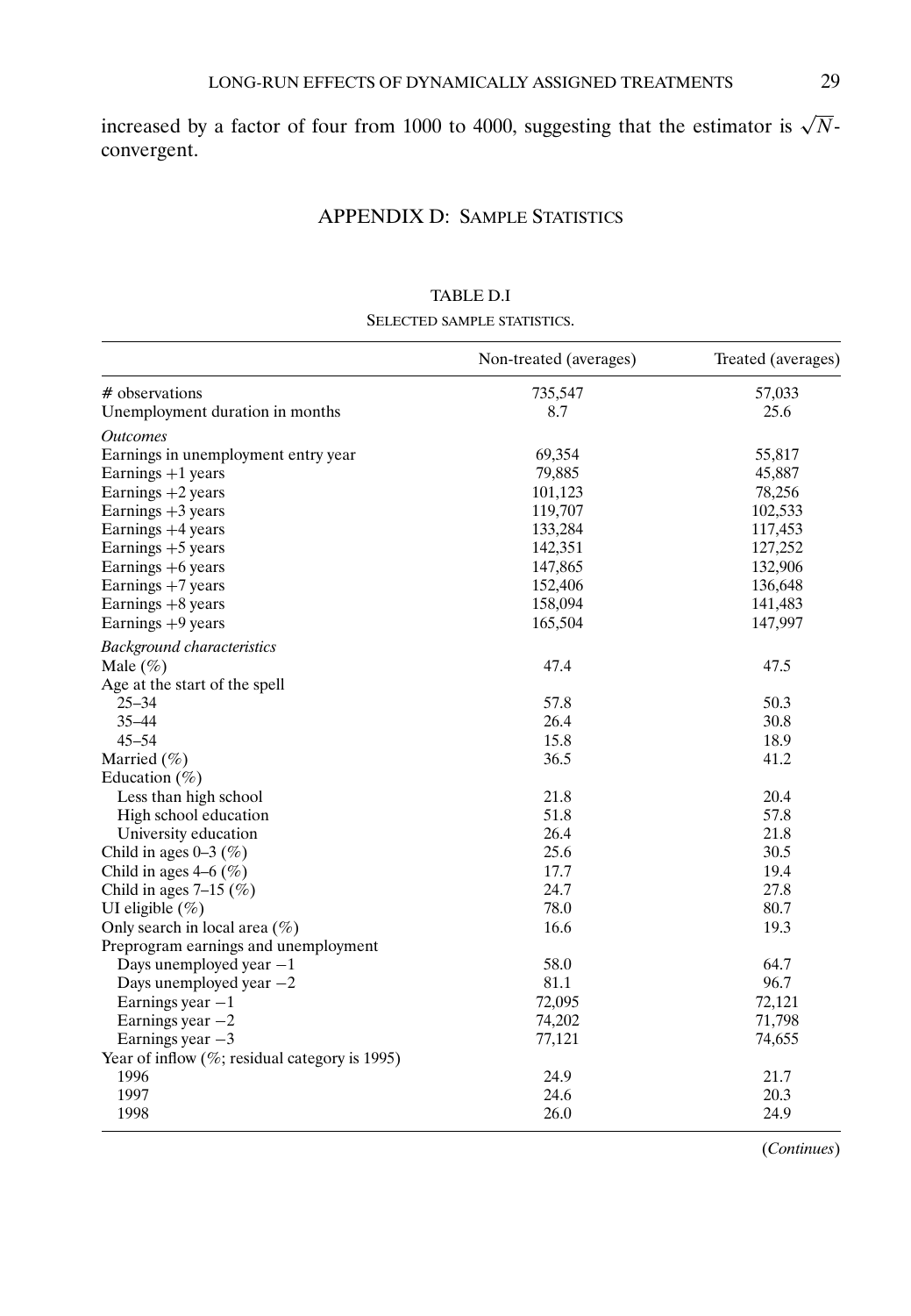increased by a factor of four from 1000 to 4000, suggesting that the estimator is $\sqrt{N}$-convergent.

## APPENDIX D: SAMPLE STATISTICS

TABLE D.I

SELECTED SAMPLE STATISTICS.

| | Non-treated (averages) | Treated (averages) |
|---|---|---|
| # observations | 735,547 | 57,033 |
| Unemployment duration in months | 8.7 | 25.6 |
| *Outcomes* | | |
| Earnings in unemployment entry year | 69,354 | 55,817 |
| Earnings +1 years | 79,885 | 45,887 |
| Earnings +2 years | 101,123 | 78,256 |
| Earnings +3 years | 119,707 | 102,533 |
| Earnings +4 years | 133,284 | 117,453 |
| Earnings +5 years | 142,351 | 127,252 |
| Earnings +6 years | 147,865 | 132,906 |
| Earnings +7 years | 152,406 | 136,648 |
| Earnings +8 years | 158,094 | 141,483 |
| Earnings +9 years | 165,504 | 147,997 |
| *Background characteristics* | | |
| Male (%) | 47.4 | 47.5 |
| Age at the start of the spell | | |
| 25–34 | 57.8 | 50.3 |
| 35–44 | 26.4 | 30.8 |
| 45–54 | 15.8 | 18.9 |
| Married (%) | 36.5 | 41.2 |
| Education (%) | | |
| Less than high school | 21.8 | 20.4 |
| High school education | 51.8 | 57.8 |
| University education | 26.4 | 21.8 |
| Child in ages 0–3 (%) | 25.6 | 30.5 |
| Child in ages 4–6 (%) | 17.7 | 19.4 |
| Child in ages 7–15 (%) | 24.7 | 27.8 |
| UI eligible (%) | 78.0 | 80.7 |
| Only search in local area (%) | 16.6 | 19.3 |
| Preprogram earnings and unemployment | | |
| Days unemployed year −1 | 58.0 | 64.7 |
| Days unemployed year −2 | 81.1 | 96.7 |
| Earnings year −1 | 72,095 | 72,121 |
| Earnings year −2 | 74,202 | 71,798 |
| Earnings year −3 | 77,121 | 74,655 |
| Year of inflow (%; residual category is 1995) | | |
| 1996 | 24.9 | 21.7 |
| 1997 | 24.6 | 20.3 |
| 1998 | 26.0 | 24.9 |

(*Continues*)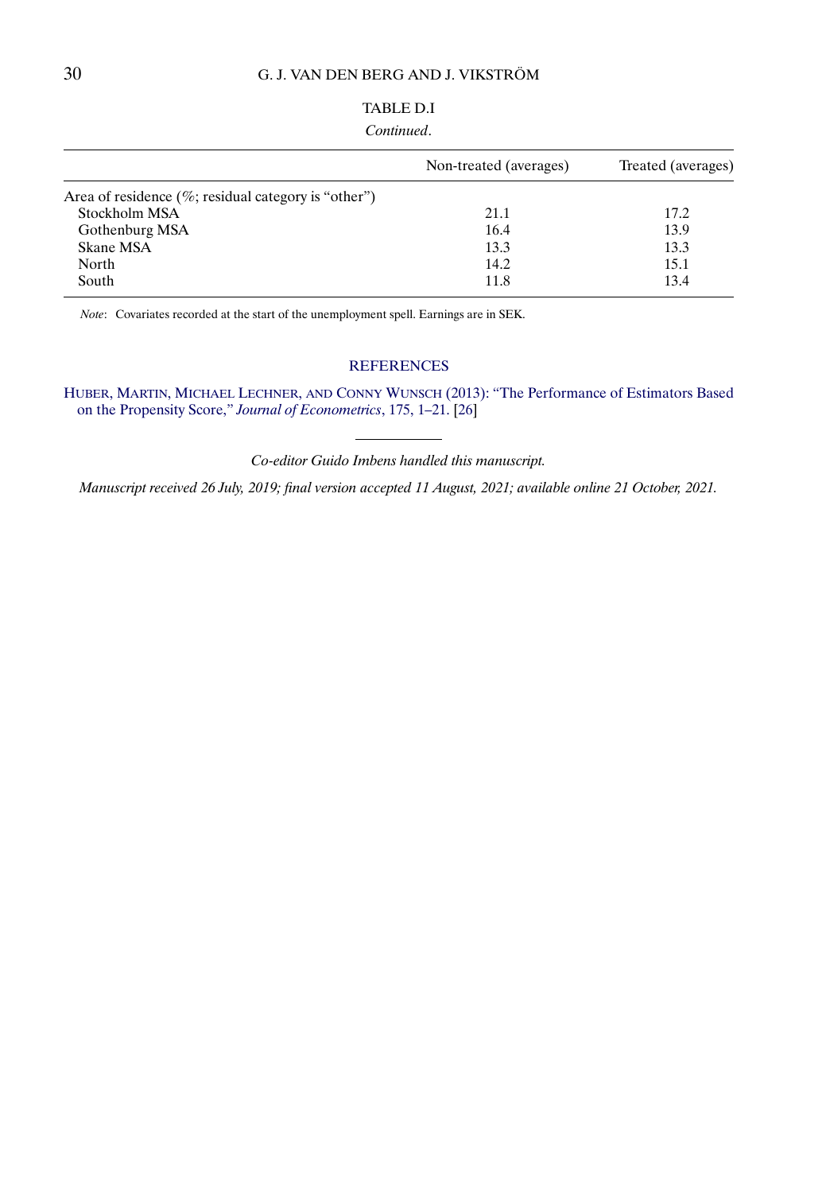TABLE D.I

*Continued*.

| | Non-treated (averages) | Treated (averages) |
|---|---|---|
| Area of residence (%; residual category is "other") | | |
| Stockholm MSA | 21.1 | 17.2 |
| Gothenburg MSA | 16.4 | 13.9 |
| Skane MSA | 13.3 | 13.3 |
| North | 14.2 | 15.1 |
| South | 11.8 | 13.4 |

*Note*: Covariates recorded at the start of the unemployment spell. Earnings are in SEK.

## REFERENCES

HUBER, MARTIN, MICHAEL LECHNER, AND CONNY WUNSCH (2013): "The Performance of Estimators Based on the Propensity Score," *Journal of Econometrics*, 175, 1–21. [26]

*Co-editor Guido Imbens handled this manuscript.*

*Manuscript received 26 July, 2019; final version accepted 11 August, 2021; available online 21 October, 2021.*